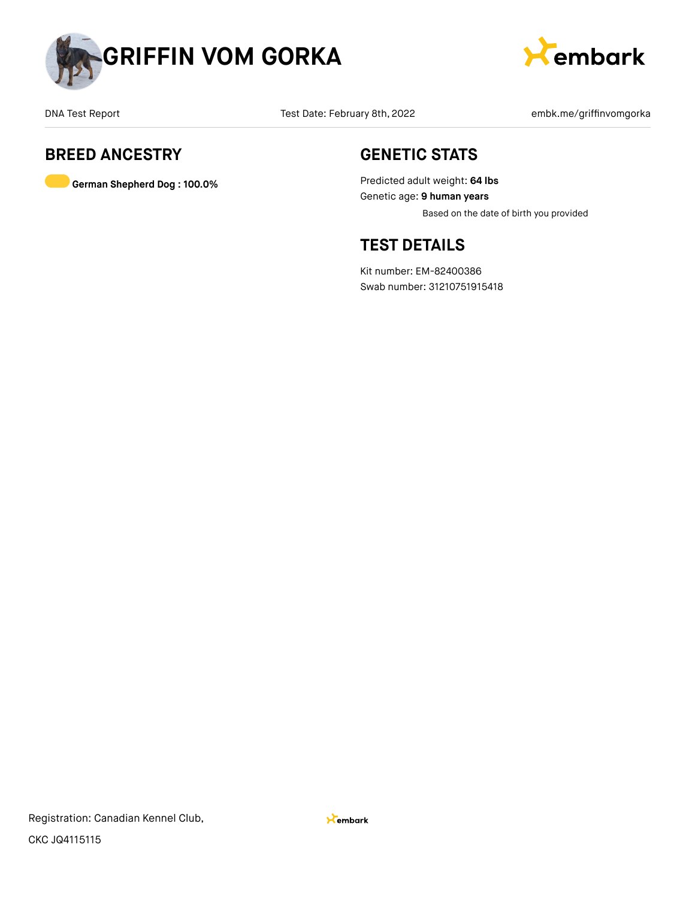# GRIFFIN VOM GORKA

DNA Test Report | Test Date: February 8th, 2022 | embk.me/griffinvomgorka

## BREED ANCESTRY

**German Shepherd Dog : 100.0%**

## GENETIC STATS

Predicted adult weight: **64 lbs**

Genetic age: **9 human years**

Based on the date of birth you provided

## TEST DETAILS

Kit number: EM-82400386

Swab number: 31210751915418

Registration: Canadian Kennel Club,

CKC JQ4115115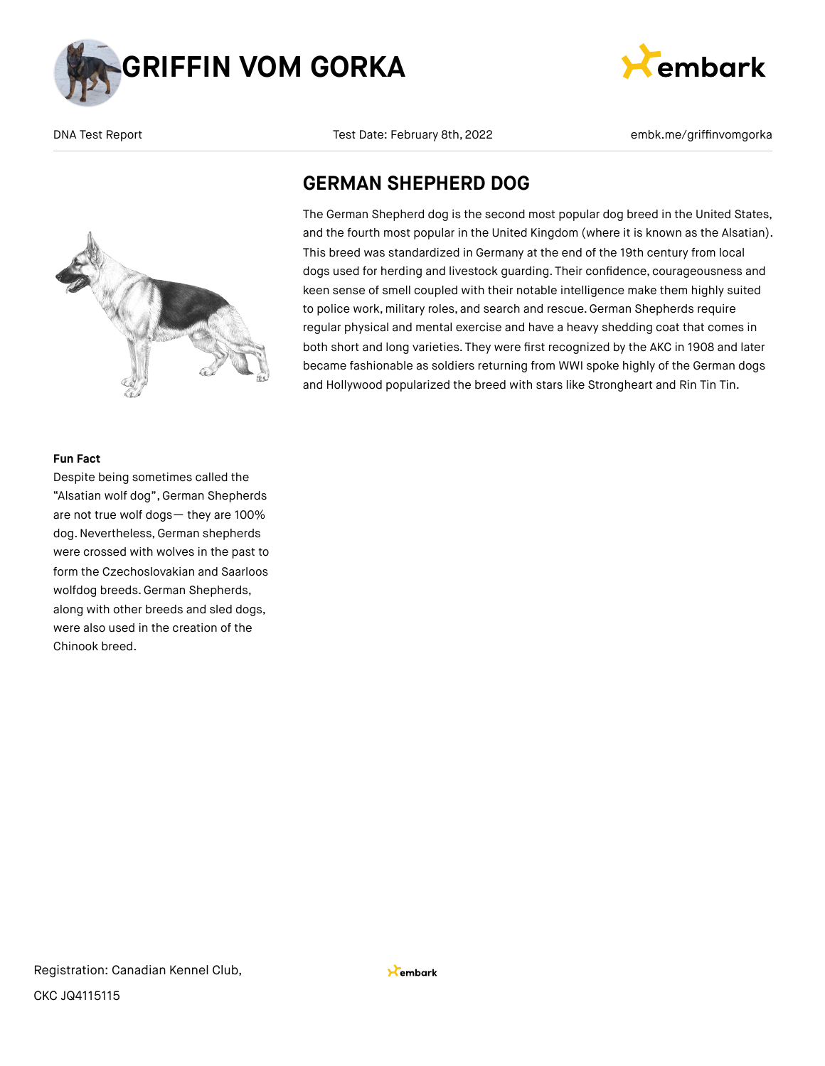# GRIFFIN VOM GORKA

DNA Test Report | Test Date: February 8th, 2022 | embk.me/griffinvomgorka

## GERMAN SHEPHERD DOG

The German Shepherd dog is the second most popular dog breed in the United States, and the fourth most popular in the United Kingdom (where it is known as the Alsatian). This breed was standardized in Germany at the end of the 19th century from local dogs used for herding and livestock guarding. Their confidence, courageousness and keen sense of smell coupled with their notable intelligence make them highly suited to police work, military roles, and search and rescue. German Shepherds require regular physical and mental exercise and have a heavy shedding coat that comes in both short and long varieties. They were first recognized by the AKC in 1908 and later became fashionable as soldiers returning from WWI spoke highly of the German dogs and Hollywood popularized the breed with stars like Strongheart and Rin Tin Tin.

**Fun Fact**

Despite being sometimes called the "Alsatian wolf dog", German Shepherds are not true wolf dogs— they are 100% dog. Nevertheless, German shepherds were crossed with wolves in the past to form the Czechoslovakian and Saarloos wolfdog breeds. German Shepherds, along with other breeds and sled dogs, were also used in the creation of the Chinook breed.

Registration: Canadian Kennel Club, CKC JQ4115115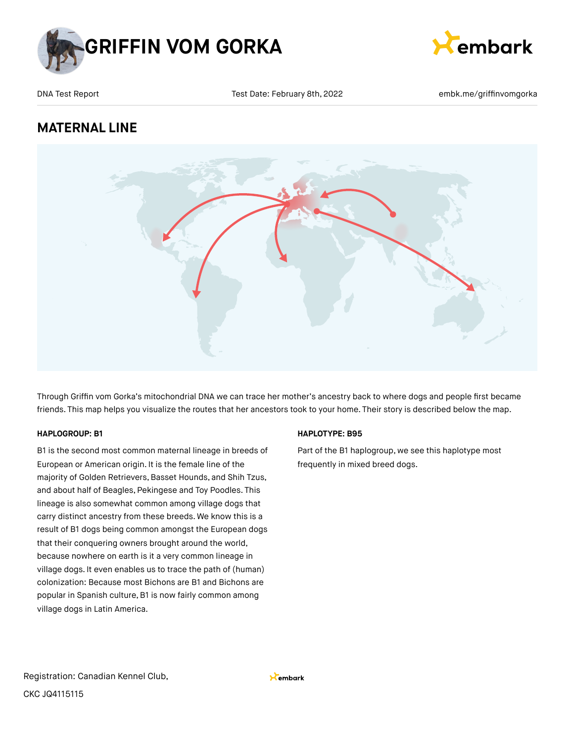# GRIFFIN VOM GORKA

DNA Test Report | Test Date: February 8th, 2022 | embk.me/griffinvomgorka

## MATERNAL LINE

Through Griffin vom Gorka's mitochondrial DNA we can trace her mother's ancestry back to where dogs and people first became friends. This map helps you visualize the routes that her ancestors took to your home. Their story is described below the map.

#### HAPLOGROUP: B1

B1 is the second most common maternal lineage in breeds of European or American origin. It is the female line of the majority of Golden Retrievers, Basset Hounds, and Shih Tzus, and about half of Beagles, Pekingese and Toy Poodles. This lineage is also somewhat common among village dogs that carry distinct ancestry from these breeds. We know this is a result of B1 dogs being common amongst the European dogs that their conquering owners brought around the world, because nowhere on earth is it a very common lineage in village dogs. It even enables us to trace the path of (human) colonization: Because most Bichons are B1 and Bichons are popular in Spanish culture, B1 is now fairly common among village dogs in Latin America.

#### HAPLOTYPE: B95

Part of the B1 haplogroup, we see this haplotype most frequently in mixed breed dogs.

Registration: Canadian Kennel Club,

CKC JQ4115115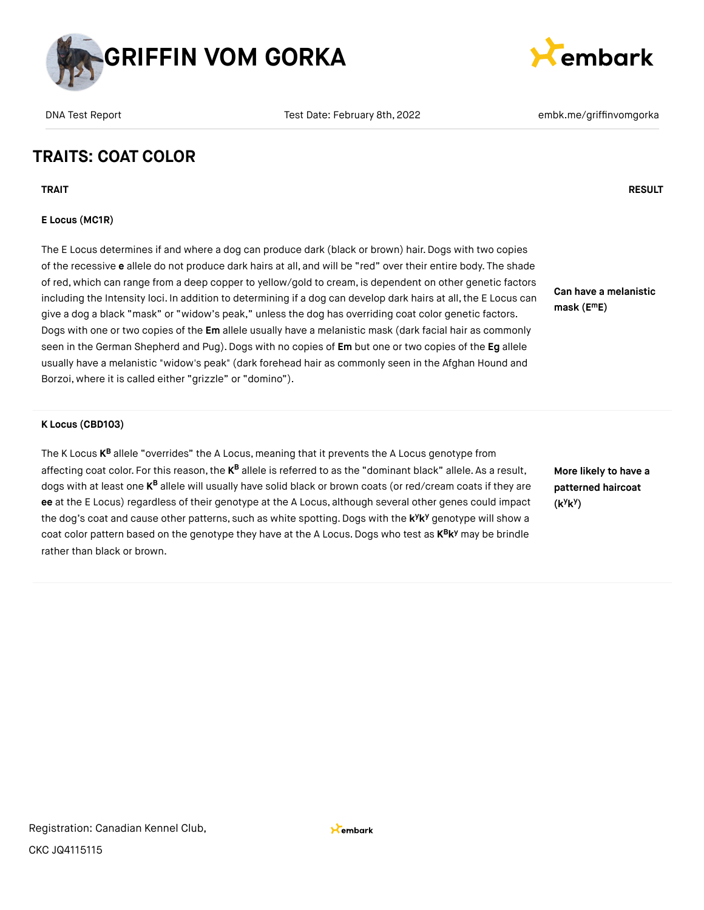# GRIFFIN VOM GORKA

DNA Test Report | Test Date: February 8th, 2022 | embk.me/griffinvomgorka

## TRAITS: COAT COLOR

| TRAIT | RESULT |
| --- | --- |
| **E Locus (MC1R)**<br><br>The E Locus determines if and where a dog can produce dark (black or brown) hair. Dogs with two copies of the recessive **e** allele do not produce dark hairs at all, and will be "red" over their entire body. The shade of red, which can range from a deep copper to yellow/gold to cream, is dependent on other genetic factors including the Intensity loci. In addition to determining if a dog can develop dark hairs at all, the E Locus can give a dog a black "mask" or "widow's peak," unless the dog has overriding coat color genetic factors. Dogs with one or two copies of the **Em** allele usually have a melanistic mask (dark facial hair as commonly seen in the German Shepherd and Pug). Dogs with no copies of **Em** but one or two copies of the **Eg** allele usually have a melanistic "widow's peak" (dark forehead hair as commonly seen in the Afghan Hound and Borzoi, where it is called either "grizzle" or "domino"). | **Can have a melanistic mask ($E^mE$)** |
| **K Locus (CBD103)**<br><br>The K Locus $K^B$ allele "overrides" the A Locus, meaning that it prevents the A Locus genotype from affecting coat color. For this reason, the $K^B$ allele is referred to as the "dominant black" allele. As a result, dogs with at least one $K^B$ allele will usually have solid black or brown coats (or red/cream coats if they are **ee** at the E Locus) regardless of their genotype at the A Locus, although several other genes could impact the dog's coat and cause other patterns, such as white spotting. Dogs with the $k^yk^y$ genotype will show a coat color pattern based on the genotype they have at the A Locus. Dogs who test as $K^Bk^y$ may be brindle rather than black or brown. | **More likely to have a patterned haircoat ($k^yk^y$)** |

Registration: Canadian Kennel Club,

CKC JQ4115115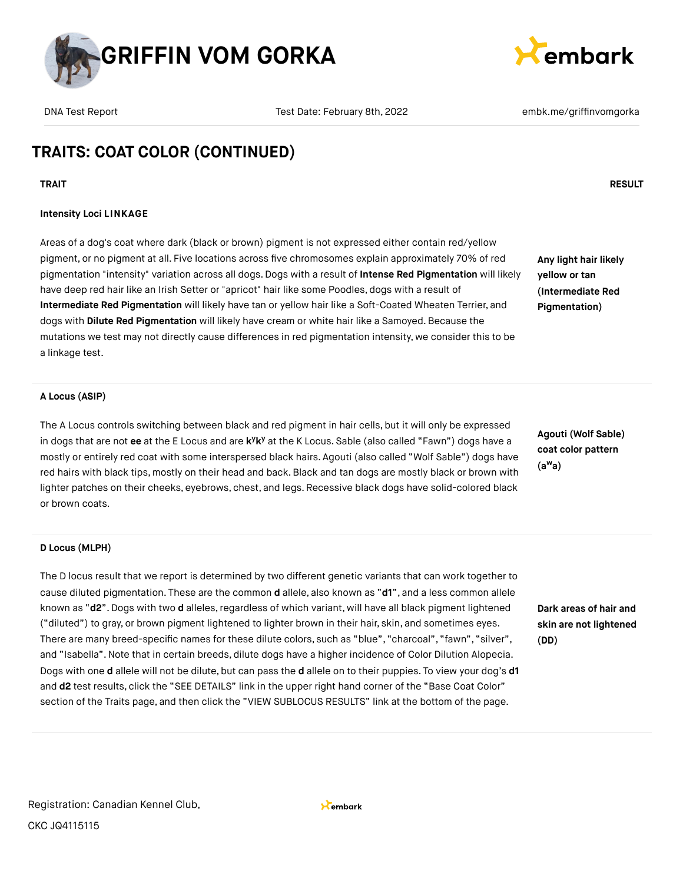# TRAITS: COAT COLOR (CONTINUED)

| TRAIT | RESULT |
|---|---|
| **Intensity Loci LINKAGE**<br><br>Areas of a dog's coat where dark (black or brown) pigment is not expressed either contain red/yellow pigment, or no pigment at all. Five locations across five chromosomes explain approximately 70% of red pigmentation "intensity" variation across all dogs. Dogs with a result of **Intense Red Pigmentation** will likely have deep red hair like an Irish Setter or "apricot" hair like some Poodles, dogs with a result of **Intermediate Red Pigmentation** will likely have tan or yellow hair like a Soft-Coated Wheaten Terrier, and dogs with **Dilute Red Pigmentation** will likely have cream or white hair like a Samoyed. Because the mutations we test may not directly cause differences in red pigmentation intensity, we consider this to be a linkage test. | **Any light hair likely yellow or tan (Intermediate Red Pigmentation)** |
| **A Locus (ASIP)**<br><br>The A Locus controls switching between black and red pigment in hair cells, but it will only be expressed in dogs that are not **ee** at the E Locus and are **$k^yk^y$** at the K Locus. Sable (also called "Fawn") dogs have a mostly or entirely red coat with some interspersed black hairs. Agouti (also called "Wolf Sable") dogs have red hairs with black tips, mostly on their head and back. Black and tan dogs are mostly black or brown with lighter patches on their cheeks, eyebrows, chest, and legs. Recessive black dogs have solid-colored black or brown coats. | **Agouti (Wolf Sable) coat color pattern ($a^wa$)** |
| **D Locus (MLPH)**<br><br>The D locus result that we report is determined by two different genetic variants that can work together to cause diluted pigmentation. These are the common **d** allele, also known as "**d1**", and a less common allele known as "**d2**". Dogs with two **d** alleles, regardless of which variant, will have all black pigment lightened ("diluted") to gray, or brown pigment lightened to lighter brown in their hair, skin, and sometimes eyes. There are many breed-specific names for these dilute colors, such as "blue", "charcoal", "fawn", "silver", and "Isabella". Note that in certain breeds, dilute dogs have a higher incidence of Color Dilution Alopecia. Dogs with one **d** allele will not be dilute, but can pass the **d** allele on to their puppies. To view your dog's **d1** and **d2** test results, click the "SEE DETAILS" link in the upper right hand corner of the "Base Coat Color" section of the Traits page, and then click the "VIEW SUBLOCUS RESULTS" link at the bottom of the page. | **Dark areas of hair and skin are not lightened (DD)** |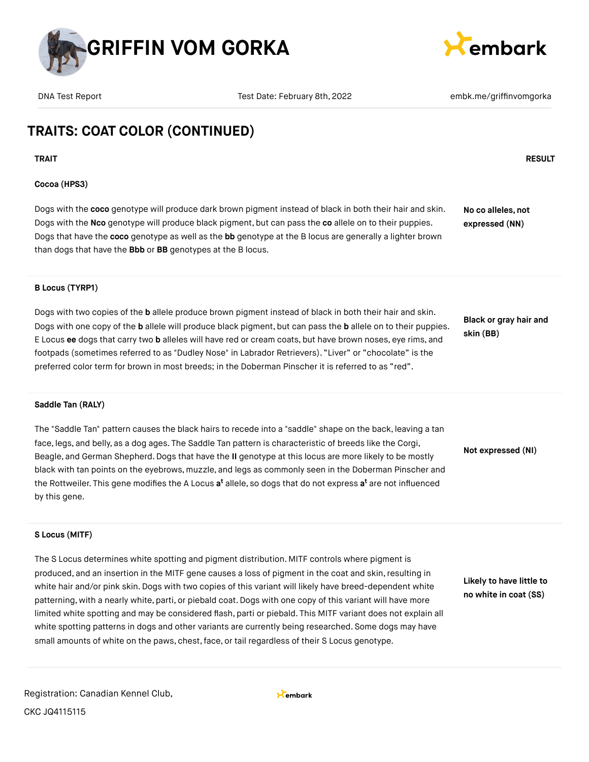## TRAITS: COAT COLOR (CONTINUED)

| TRAIT | RESULT |
|---|---|
| **Cocoa (HPS3)**<br><br>Dogs with the **coco** genotype will produce dark brown pigment instead of black in both their hair and skin. Dogs with the **Nco** genotype will produce black pigment, but can pass the **co** allele on to their puppies. Dogs that have the **coco** genotype as well as the **bb** genotype at the B locus are generally a lighter brown than dogs that have the **Bbb** or **BB** genotypes at the B locus. | **No co alleles, not expressed (NN)** |
| **B Locus (TYRP1)**<br><br>Dogs with two copies of the **b** allele produce brown pigment instead of black in both their hair and skin. Dogs with one copy of the **b** allele will produce black pigment, but can pass the **b** allele on to their puppies. E Locus **ee** dogs that carry two **b** alleles will have red or cream coats, but have brown noses, eye rims, and footpads (sometimes referred to as "Dudley Nose" in Labrador Retrievers). "Liver" or "chocolate" is the preferred color term for brown in most breeds; in the Doberman Pinscher it is referred to as "red". | **Black or gray hair and skin (BB)** |
| **Saddle Tan (RALY)**<br><br>The "Saddle Tan" pattern causes the black hairs to recede into a "saddle" shape on the back, leaving a tan face, legs, and belly, as a dog ages. The Saddle Tan pattern is characteristic of breeds like the Corgi, Beagle, and German Shepherd. Dogs that have the **II** genotype at this locus are more likely to be mostly black with tan points on the eyebrows, muzzle, and legs as commonly seen in the Doberman Pinscher and the Rottweiler. This gene modifies the A Locus **a$^t$** allele, so dogs that do not express **a$^t$** are not influenced by this gene. | **Not expressed (NI)** |
| **S Locus (MITF)**<br><br>The S Locus determines white spotting and pigment distribution. MITF controls where pigment is produced, and an insertion in the MITF gene causes a loss of pigment in the coat and skin, resulting in white hair and/or pink skin. Dogs with two copies of this variant will likely have breed-dependent white patterning, with a nearly white, parti, or piebald coat. Dogs with one copy of this variant will have more limited white spotting and may be considered flash, parti or piebald. This MITF variant does not explain all white spotting patterns in dogs and other variants are currently being researched. Some dogs may have small amounts of white on the paws, chest, face, or tail regardless of their S Locus genotype. | **Likely to have little to no white in coat (SS)** |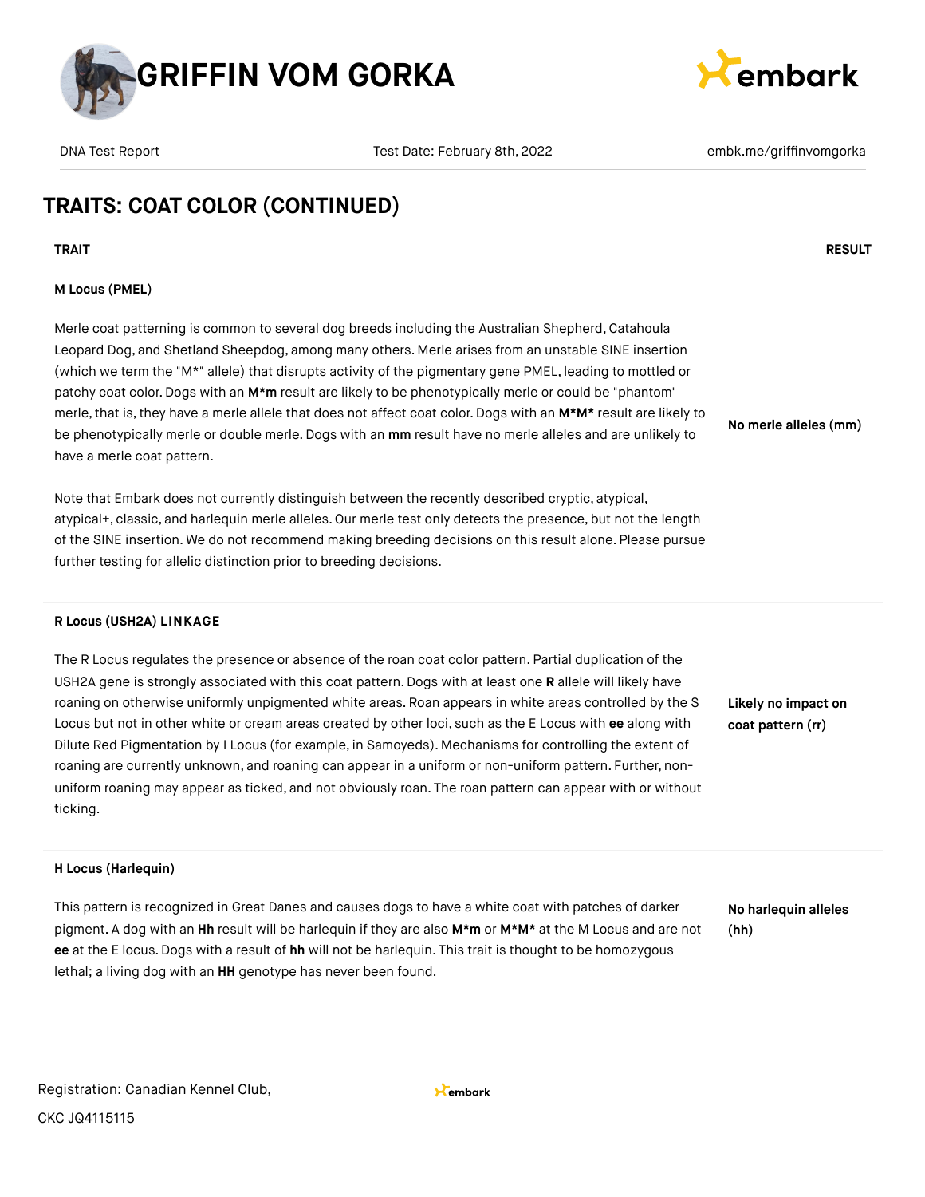## TRAITS: COAT COLOR (CONTINUED)

| TRAIT | RESULT |
|---|---|
| **M Locus (PMEL)**<br><br>Merle coat patterning is common to several dog breeds including the Australian Shepherd, Catahoula Leopard Dog, and Shetland Sheepdog, among many others. Merle arises from an unstable SINE insertion (which we term the "M*" allele) that disrupts activity of the pigmentary gene PMEL, leading to mottled or patchy coat color. Dogs with an **M*m** result are likely to be phenotypically merle or could be "phantom" merle, that is, they have a merle allele that does not affect coat color. Dogs with an **M*M*** result are likely to be phenotypically merle or double merle. Dogs with an **mm** result have no merle alleles and are unlikely to have a merle coat pattern.<br><br>Note that Embark does not currently distinguish between the recently described cryptic, atypical, atypical+, classic, and harlequin merle alleles. Our merle test only detects the presence, but not the length of the SINE insertion. We do not recommend making breeding decisions on this result alone. Please pursue further testing for allelic distinction prior to breeding decisions. | **No merle alleles (mm)** |
| **R Locus (USH2A) LINKAGE**<br><br>The R Locus regulates the presence or absence of the roan coat color pattern. Partial duplication of the USH2A gene is strongly associated with this coat pattern. Dogs with at least one **R** allele will likely have roaning on otherwise uniformly unpigmented white areas. Roan appears in white areas controlled by the S Locus but not in other white or cream areas created by other loci, such as the E Locus with **ee** along with Dilute Red Pigmentation by I Locus (for example, in Samoyeds). Mechanisms for controlling the extent of roaning are currently unknown, and roaning can appear in a uniform or non-uniform pattern. Further, non-uniform roaning may appear as ticked, and not obviously roan. The roan pattern can appear with or without ticking. | **Likely no impact on coat pattern (rr)** |
| **H Locus (Harlequin)**<br><br>This pattern is recognized in Great Danes and causes dogs to have a white coat with patches of darker pigment. A dog with an **Hh** result will be harlequin if they are also **M*m** or **M*M*** at the M Locus and are not **ee** at the E locus. Dogs with a result of **hh** will not be harlequin. This trait is thought to be homozygous lethal; a living dog with an **HH** genotype has never been found. | **No harlequin alleles (hh)** |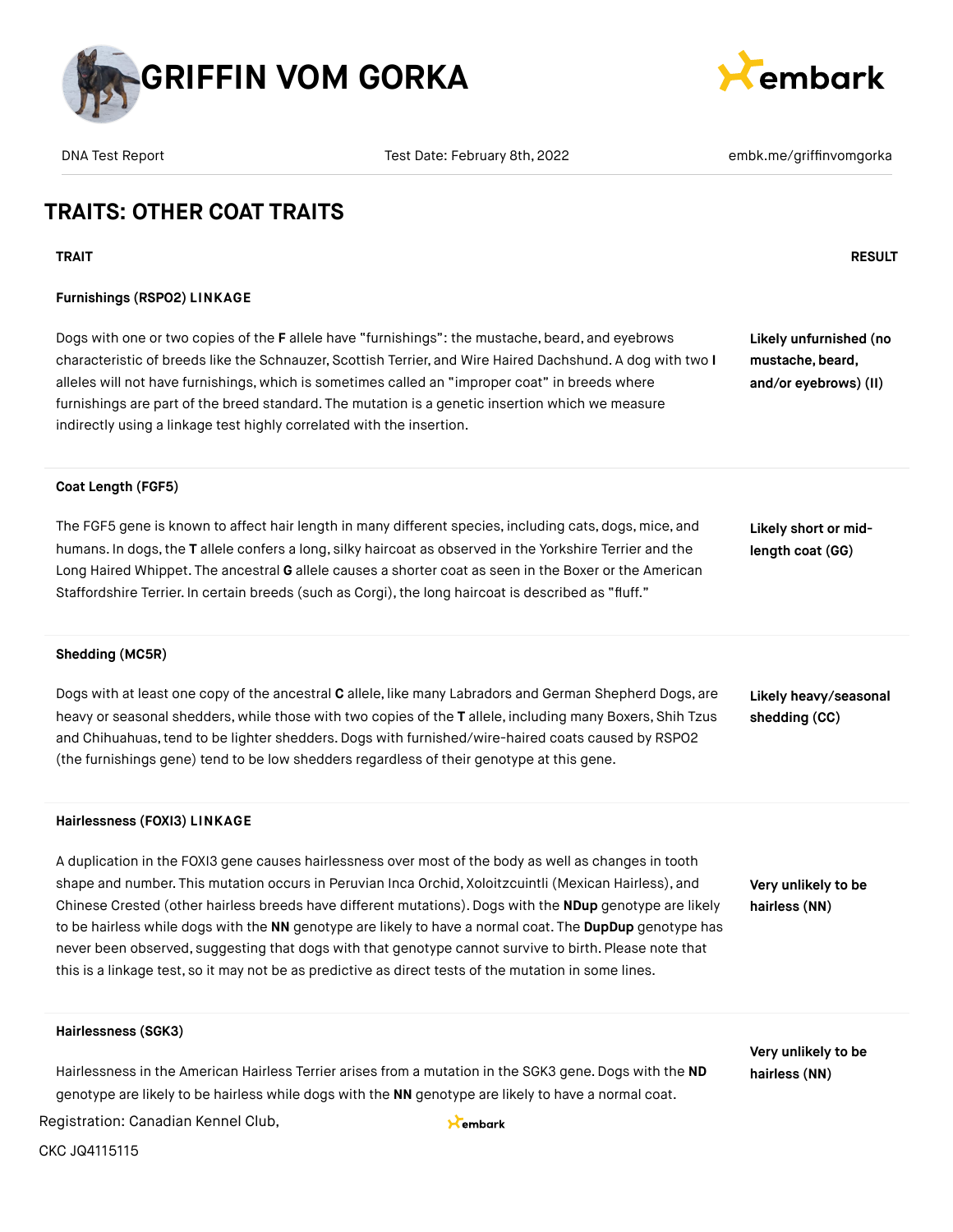## TRAITS: OTHER COAT TRAITS

| TRAIT | RESULT |
|---|---|
| **Furnishings (RSPO2) LINKAGE**<br><br>Dogs with one or two copies of the **F** allele have "furnishings": the mustache, beard, and eyebrows characteristic of breeds like the Schnauzer, Scottish Terrier, and Wire Haired Dachshund. A dog with two **I** alleles will not have furnishings, which is sometimes called an "improper coat" in breeds where furnishings are part of the breed standard. The mutation is a genetic insertion which we measure indirectly using a linkage test highly correlated with the insertion. | **Likely unfurnished (no mustache, beard, and/or eyebrows) (II)** |
| **Coat Length (FGF5)**<br><br>The FGF5 gene is known to affect hair length in many different species, including cats, dogs, mice, and humans. In dogs, the **T** allele confers a long, silky haircoat as observed in the Yorkshire Terrier and the Long Haired Whippet. The ancestral **G** allele causes a shorter coat as seen in the Boxer or the American Staffordshire Terrier. In certain breeds (such as Corgi), the long haircoat is described as "fluff." | **Likely short or mid-length coat (GG)** |
| **Shedding (MC5R)**<br><br>Dogs with at least one copy of the ancestral **C** allele, like many Labradors and German Shepherd Dogs, are heavy or seasonal shedders, while those with two copies of the **T** allele, including many Boxers, Shih Tzus and Chihuahuas, tend to be lighter shedders. Dogs with furnished/wire-haired coats caused by RSPO2 (the furnishings gene) tend to be low shedders regardless of their genotype at this gene. | **Likely heavy/seasonal shedding (CC)** |
| **Hairlessness (FOXI3) LINKAGE**<br><br>A duplication in the FOXI3 gene causes hairlessness over most of the body as well as changes in tooth shape and number. This mutation occurs in Peruvian Inca Orchid, Xoloitzcuintli (Mexican Hairless), and Chinese Crested (other hairless breeds have different mutations). Dogs with the **NDup** genotype are likely to be hairless while dogs with the **NN** genotype are likely to have a normal coat. The **DupDup** genotype has never been observed, suggesting that dogs with that genotype cannot survive to birth. Please note that this is a linkage test, so it may not be as predictive as direct tests of the mutation in some lines. | **Very unlikely to be hairless (NN)** |
| **Hairlessness (SGK3)**<br><br>Hairlessness in the American Hairless Terrier arises from a mutation in the SGK3 gene. Dogs with the **ND** genotype are likely to be hairless while dogs with the **NN** genotype are likely to have a normal coat. | **Very unlikely to be hairless (NN)** |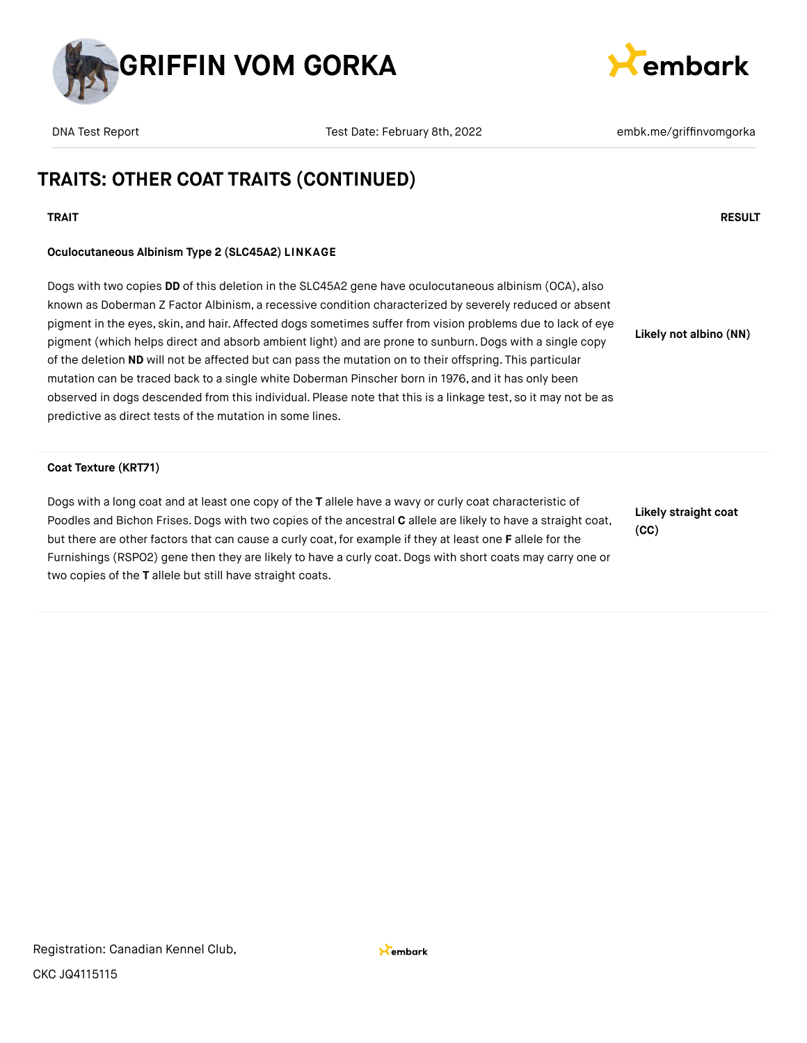## TRAITS: OTHER COAT TRAITS (CONTINUED)

| TRAIT | RESULT |
| --- | --- |
| **Oculocutaneous Albinism Type 2 (SLC45A2) LINKAGE**<br><br>Dogs with two copies **DD** of this deletion in the SLC45A2 gene have oculocutaneous albinism (OCA), also known as Doberman Z Factor Albinism, a recessive condition characterized by severely reduced or absent pigment in the eyes, skin, and hair. Affected dogs sometimes suffer from vision problems due to lack of eye pigment (which helps direct and absorb ambient light) and are prone to sunburn. Dogs with a single copy of the deletion **ND** will not be affected but can pass the mutation on to their offspring. This particular mutation can be traced back to a single white Doberman Pinscher born in 1976, and it has only been observed in dogs descended from this individual. Please note that this is a linkage test, so it may not be as predictive as direct tests of the mutation in some lines. | **Likely not albino (NN)** |
| **Coat Texture (KRT71)**<br><br>Dogs with a long coat and at least one copy of the **T** allele have a wavy or curly coat characteristic of Poodles and Bichon Frises. Dogs with two copies of the ancestral **C** allele are likely to have a straight coat, but there are other factors that can cause a curly coat, for example if they at least one **F** allele for the Furnishings (RSPO2) gene then they are likely to have a curly coat. Dogs with short coats may carry one or two copies of the **T** allele but still have straight coats. | **Likely straight coat (CC)** |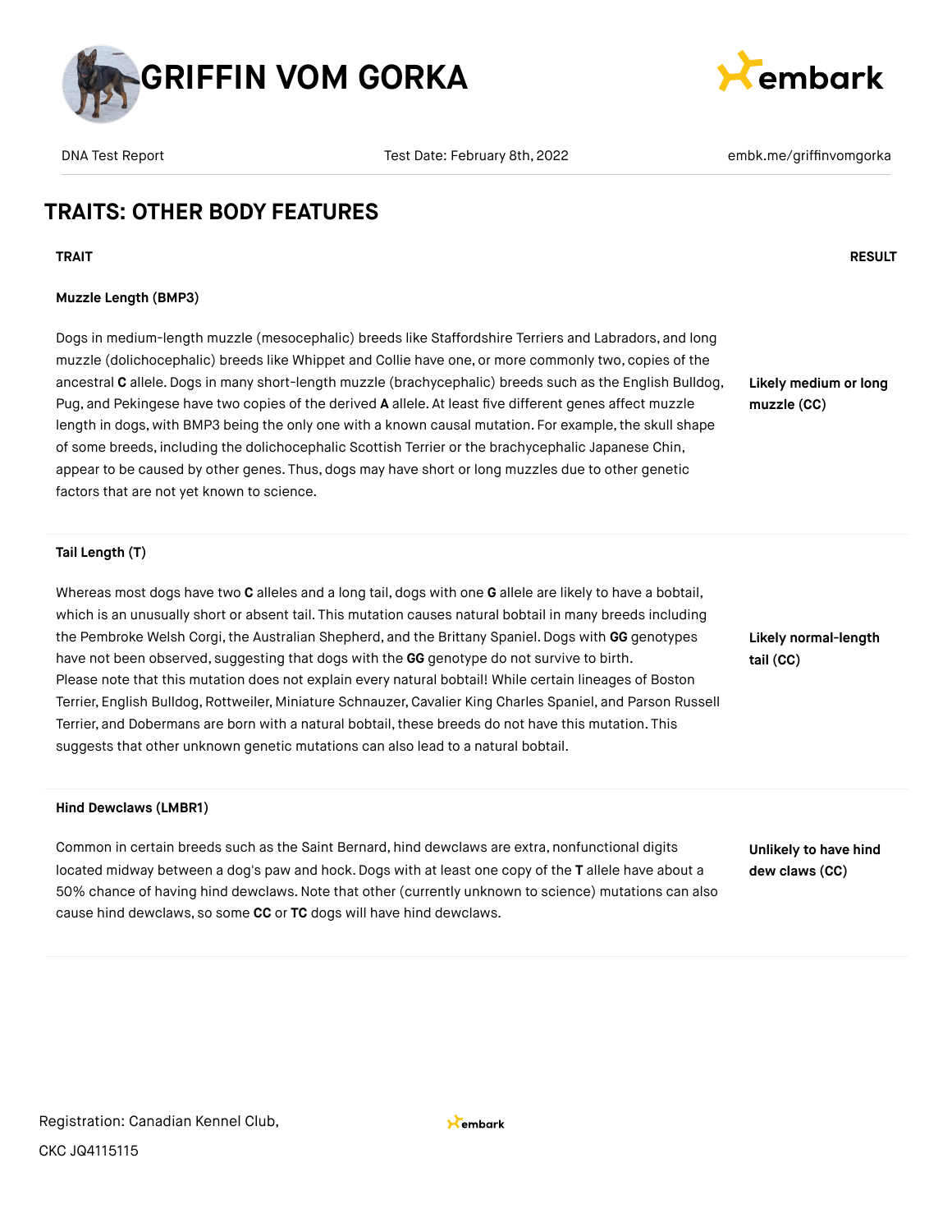# GRIFFIN VOM GORKA

DNA Test Report | Test Date: February 8th, 2022 | embk.me/griffinvomgorka

## TRAITS: OTHER BODY FEATURES

| TRAIT | RESULT |
| --- | --- |
| **Muzzle Length (BMP3)**<br><br>Dogs in medium-length muzzle (mesocephalic) breeds like Staffordshire Terriers and Labradors, and long muzzle (dolichocephalic) breeds like Whippet and Collie have one, or more commonly two, copies of the ancestral **C** allele. Dogs in many short-length muzzle (brachycephalic) breeds such as the English Bulldog, Pug, and Pekingese have two copies of the derived **A** allele. At least five different genes affect muzzle length in dogs, with BMP3 being the only one with a known causal mutation. For example, the skull shape of some breeds, including the dolichocephalic Scottish Terrier or the brachycephalic Japanese Chin, appear to be caused by other genes. Thus, dogs may have short or long muzzles due to other genetic factors that are not yet known to science. | **Likely medium or long muzzle (CC)** |
| **Tail Length (T)**<br><br>Whereas most dogs have two **C** alleles and a long tail, dogs with one **G** allele are likely to have a bobtail, which is an unusually short or absent tail. This mutation causes natural bobtail in many breeds including the Pembroke Welsh Corgi, the Australian Shepherd, and the Brittany Spaniel. Dogs with **GG** genotypes have not been observed, suggesting that dogs with the **GG** genotype do not survive to birth. Please note that this mutation does not explain every natural bobtail! While certain lineages of Boston Terrier, English Bulldog, Rottweiler, Miniature Schnauzer, Cavalier King Charles Spaniel, and Parson Russell Terrier, and Dobermans are born with a natural bobtail, these breeds do not have this mutation. This suggests that other unknown genetic mutations can also lead to a natural bobtail. | **Likely normal-length tail (CC)** |
| **Hind Dewclaws (LMBR1)**<br><br>Common in certain breeds such as the Saint Bernard, hind dewclaws are extra, nonfunctional digits located midway between a dog's paw and hock. Dogs with at least one copy of the **T** allele have about a 50% chance of having hind dewclaws. Note that other (currently unknown to science) mutations can also cause hind dewclaws, so some **CC** or **TC** dogs will have hind dewclaws. | **Unlikely to have hind dew claws (CC)** |

Registration: Canadian Kennel Club, CKC JQ4115115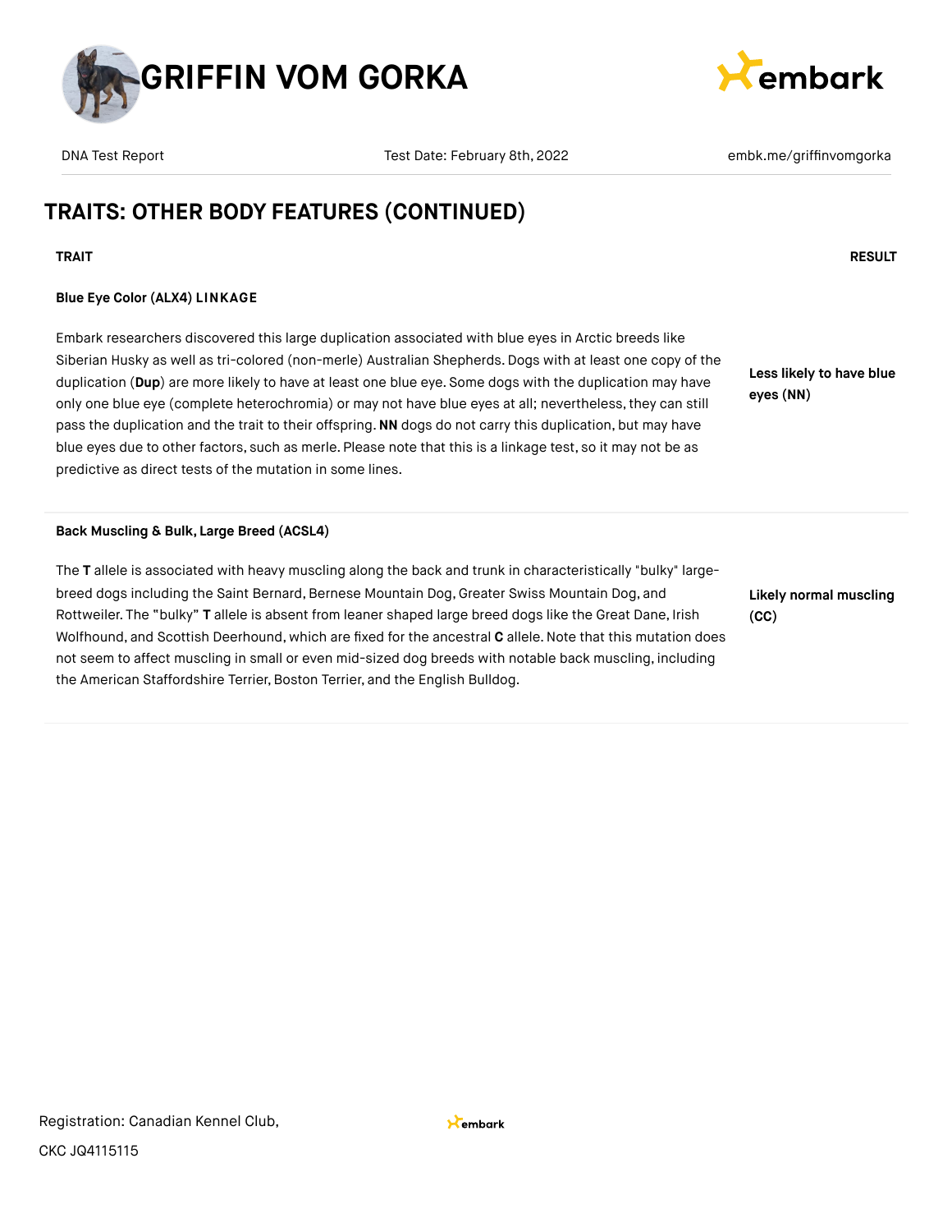## TRAITS: OTHER BODY FEATURES (CONTINUED)

| TRAIT | RESULT |
|---|---|
| **Blue Eye Color (ALX4) LINKAGE**<br><br>Embark researchers discovered this large duplication associated with blue eyes in Arctic breeds like Siberian Husky as well as tri-colored (non-merle) Australian Shepherds. Dogs with at least one copy of the duplication (**Dup**) are more likely to have at least one blue eye. Some dogs with the duplication may have only one blue eye (complete heterochromia) or may not have blue eyes at all; nevertheless, they can still pass the duplication and the trait to their offspring. **NN** dogs do not carry this duplication, but may have blue eyes due to other factors, such as merle. Please note that this is a linkage test, so it may not be as predictive as direct tests of the mutation in some lines. | **Less likely to have blue eyes (NN)** |
| **Back Muscling & Bulk, Large Breed (ACSL4)**<br><br>The **T** allele is associated with heavy muscling along the back and trunk in characteristically "bulky" large-breed dogs including the Saint Bernard, Bernese Mountain Dog, Greater Swiss Mountain Dog, and Rottweiler. The "bulky" **T** allele is absent from leaner shaped large breed dogs like the Great Dane, Irish Wolfhound, and Scottish Deerhound, which are fixed for the ancestral **C** allele. Note that this mutation does not seem to affect muscling in small or even mid-sized dog breeds with notable back muscling, including the American Staffordshire Terrier, Boston Terrier, and the English Bulldog. | **Likely normal muscling (CC)** |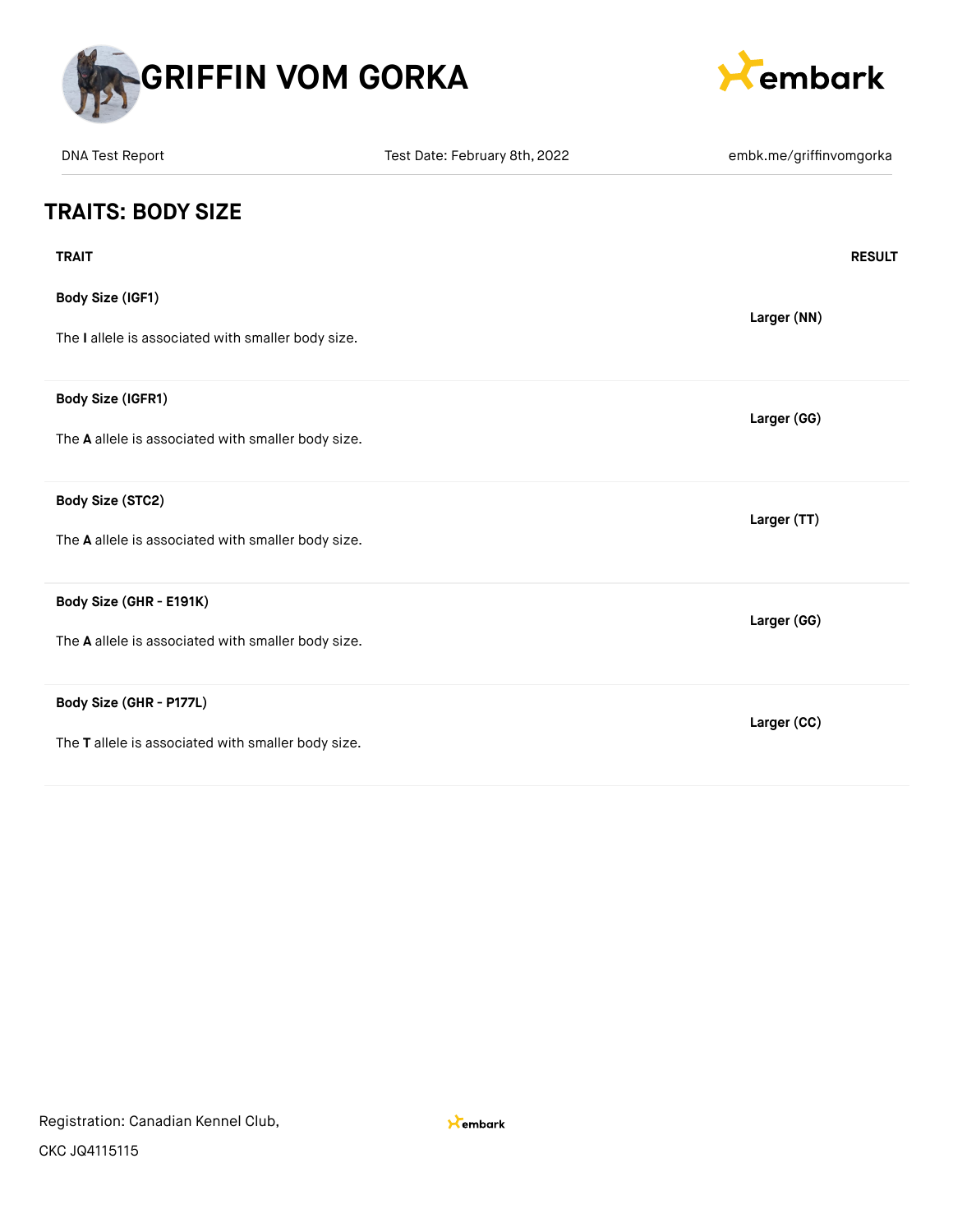# GRIFFIN VOM GORKA

DNA Test Report | Test Date: February 8th, 2022 | embk.me/griffinvomgorka

## TRAITS: BODY SIZE

| TRAIT | RESULT |
|---|---|
| **Body Size (IGF1)**<br><br>The **I** allele is associated with smaller body size. | **Larger (NN)** |
| **Body Size (IGFR1)**<br><br>The **A** allele is associated with smaller body size. | **Larger (GG)** |
| **Body Size (STC2)**<br><br>The **A** allele is associated with smaller body size. | **Larger (TT)** |
| **Body Size (GHR - E191K)**<br><br>The **A** allele is associated with smaller body size. | **Larger (GG)** |
| **Body Size (GHR - P177L)**<br><br>The **T** allele is associated with smaller body size. | **Larger (CC)** |

Registration: Canadian Kennel Club,

CKC JQ4115115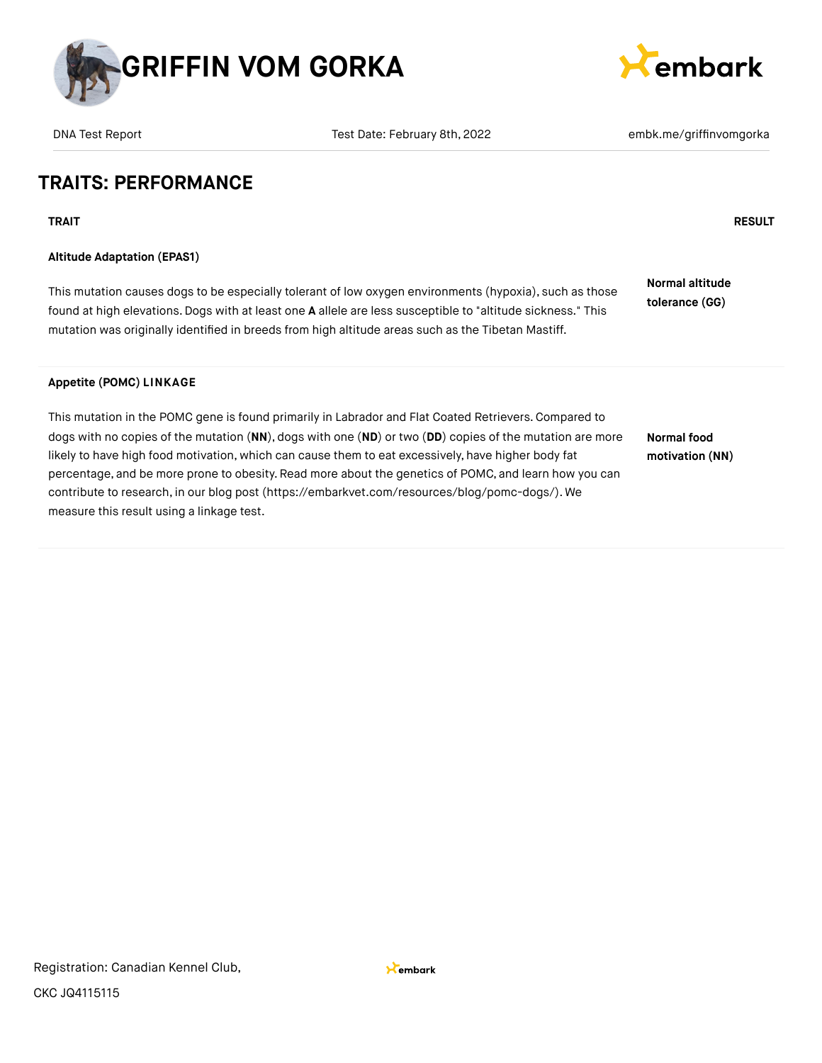# GRIFFIN VOM GORKA

DNA Test Report | Test Date: February 8th, 2022 | embk.me/griffinvomgorka

## TRAITS: PERFORMANCE

| TRAIT | RESULT |
| --- | --- |
| **Altitude Adaptation (EPAS1)**<br><br>This mutation causes dogs to be especially tolerant of low oxygen environments (hypoxia), such as those found at high elevations. Dogs with at least one **A** allele are less susceptible to "altitude sickness." This mutation was originally identified in breeds from high altitude areas such as the Tibetan Mastiff. | **Normal altitude tolerance (GG)** |
| **Appetite (POMC) LINKAGE**<br><br>This mutation in the POMC gene is found primarily in Labrador and Flat Coated Retrievers. Compared to dogs with no copies of the mutation (**NN**), dogs with one (**ND**) or two (**DD**) copies of the mutation are more likely to have high food motivation, which can cause them to eat excessively, have higher body fat percentage, and be more prone to obesity. Read more about the genetics of POMC, and learn how you can contribute to research, in our blog post (https://embarkvet.com/resources/blog/pomc-dogs/). We measure this result using a linkage test. | **Normal food motivation (NN)** |

Registration: Canadian Kennel Club, CKC JQ4115115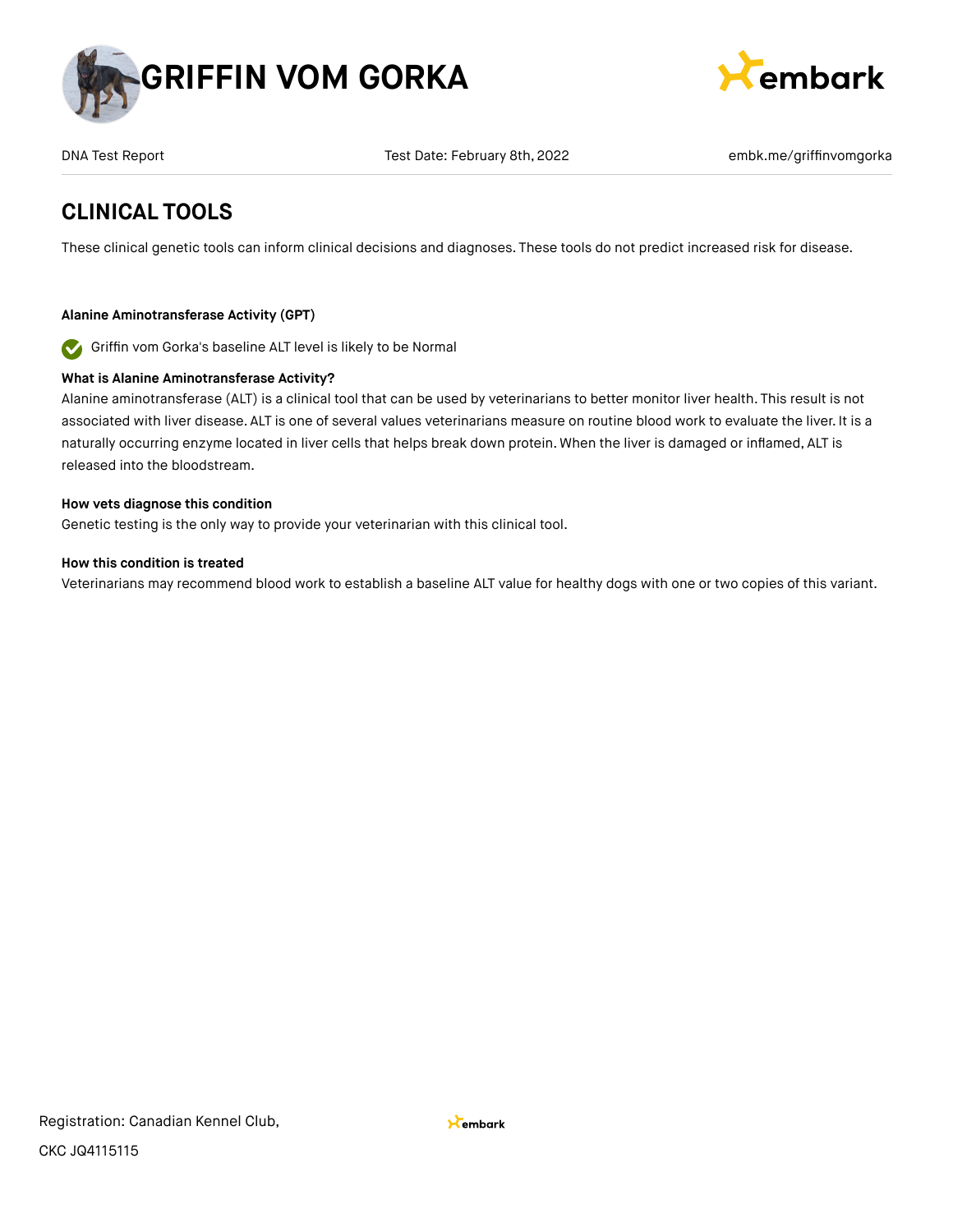## CLINICAL TOOLS

These clinical genetic tools can inform clinical decisions and diagnoses. These tools do not predict increased risk for disease.

**Alanine Aminotransferase Activity (GPT)**

Griffin vom Gorka's baseline ALT level is likely to be Normal

**What is Alanine Aminotransferase Activity?**

Alanine aminotransferase (ALT) is a clinical tool that can be used by veterinarians to better monitor liver health. This result is not associated with liver disease. ALT is one of several values veterinarians measure on routine blood work to evaluate the liver. It is a naturally occurring enzyme located in liver cells that helps break down protein. When the liver is damaged or inflamed, ALT is released into the bloodstream.

**How vets diagnose this condition**

Genetic testing is the only way to provide your veterinarian with this clinical tool.

**How this condition is treated**

Veterinarians may recommend blood work to establish a baseline ALT value for healthy dogs with one or two copies of this variant.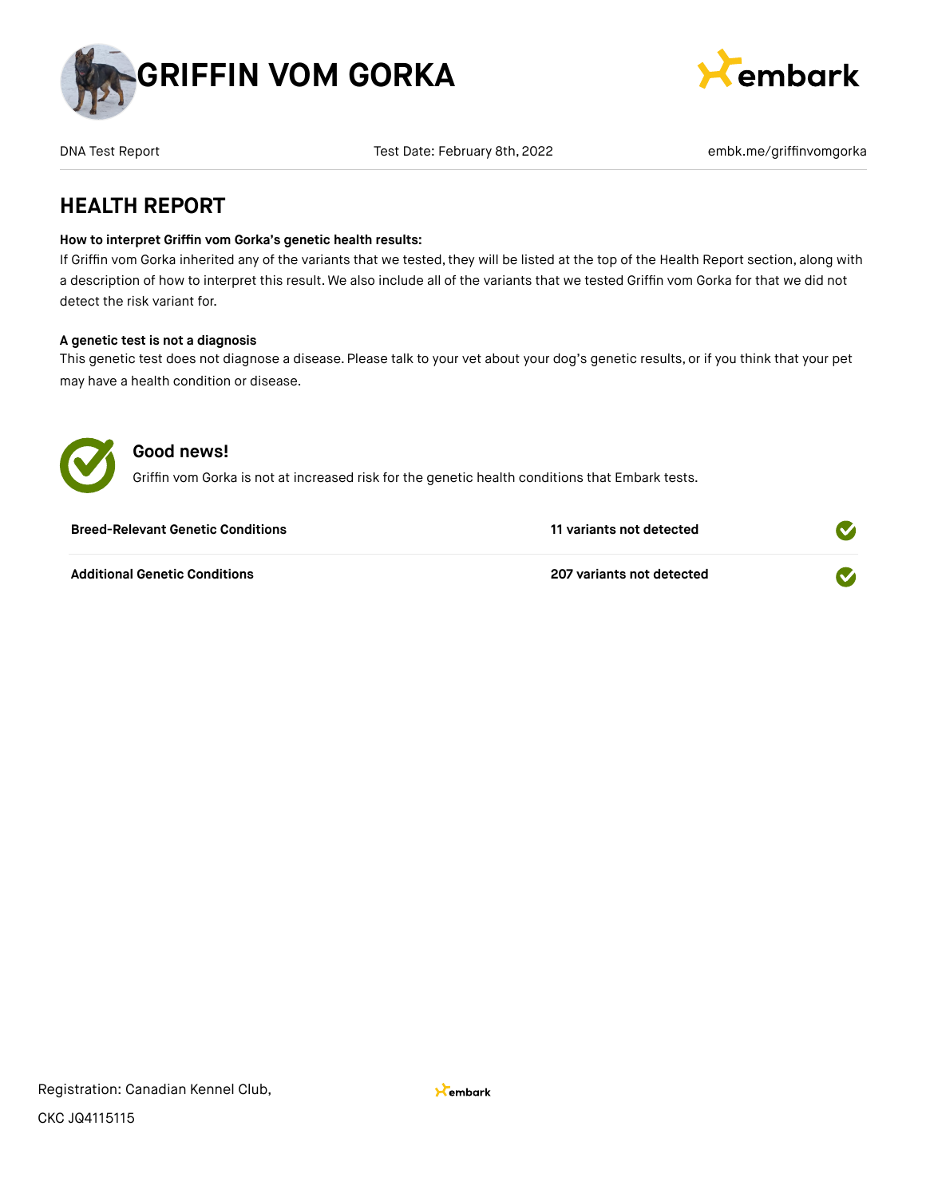# GRIFFIN VOM GORKA

DNA Test Report | Test Date: February 8th, 2022 | embk.me/griffinvomgorka

## HEALTH REPORT

**How to interpret Griffin vom Gorka's genetic health results:**
If Griffin vom Gorka inherited any of the variants that we tested, they will be listed at the top of the Health Report section, along with a description of how to interpret this result. We also include all of the variants that we tested Griffin vom Gorka for that we did not detect the risk variant for.

**A genetic test is not a diagnosis**
This genetic test does not diagnose a disease. Please talk to your vet about your dog's genetic results, or if you think that your pet may have a health condition or disease.

### Good news!

Griffin vom Gorka is not at increased risk for the genetic health conditions that Embark tests.

| | |
|---|---|
| **Breed-Relevant Genetic Conditions** | **11 variants not detected** |
| **Additional Genetic Conditions** | **207 variants not detected** |

Registration: Canadian Kennel Club,

CKC JQ4115115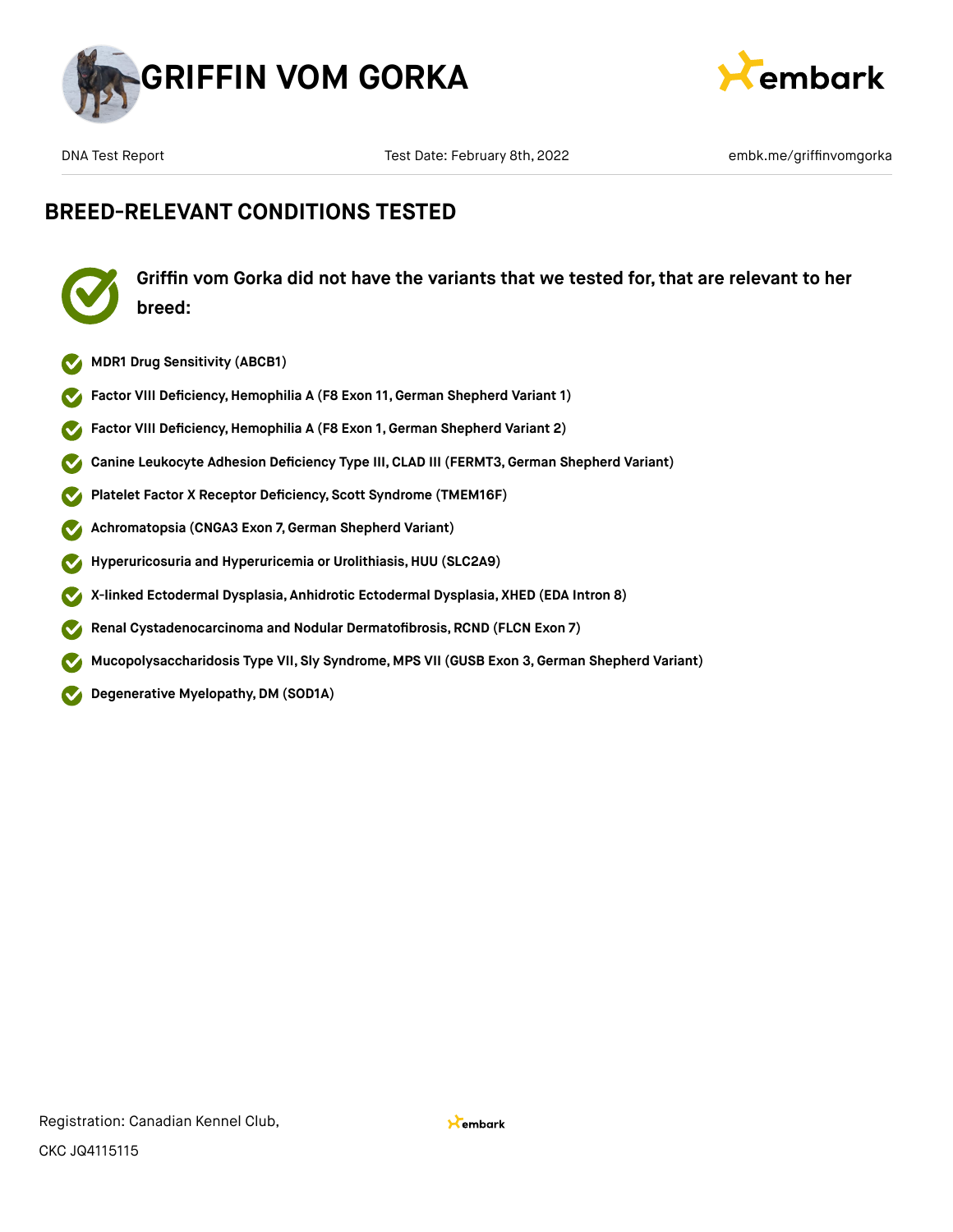# GRIFFIN VOM GORKA

DNA Test Report | Test Date: February 8th, 2022 | embk.me/griffinvomgorka

## BREED-RELEVANT CONDITIONS TESTED

**Griffin vom Gorka did not have the variants that we tested for, that are relevant to her breed:**

- **MDR1 Drug Sensitivity (ABCB1)**
- **Factor VIII Deficiency, Hemophilia A (F8 Exon 11, German Shepherd Variant 1)**
- **Factor VIII Deficiency, Hemophilia A (F8 Exon 1, German Shepherd Variant 2)**
- **Canine Leukocyte Adhesion Deficiency Type III, CLAD III (FERMT3, German Shepherd Variant)**
- **Platelet Factor X Receptor Deficiency, Scott Syndrome (TMEM16F)**
- **Achromatopsia (CNGA3 Exon 7, German Shepherd Variant)**
- **Hyperuricosuria and Hyperuricemia or Urolithiasis, HUU (SLC2A9)**
- **X-linked Ectodermal Dysplasia, Anhidrotic Ectodermal Dysplasia, XHED (EDA Intron 8)**
- **Renal Cystadenocarcinoma and Nodular Dermatofibrosis, RCND (FLCN Exon 7)**
- **Mucopolysaccharidosis Type VII, Sly Syndrome, MPS VII (GUSB Exon 3, German Shepherd Variant)**
- **Degenerative Myelopathy, DM (SOD1A)**

Registration: Canadian Kennel Club,
CKC JQ4115115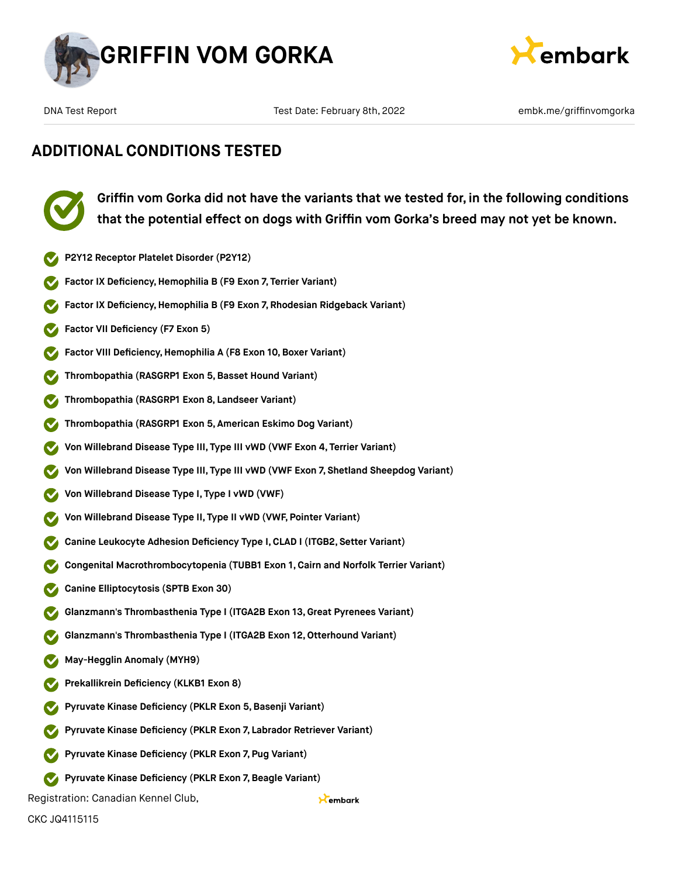## ADDITIONAL CONDITIONS TESTED

**Griffin vom Gorka did not have the variants that we tested for, in the following conditions that the potential effect on dogs with Griffin vom Gorka's breed may not yet be known.**

- **P2Y12 Receptor Platelet Disorder (P2Y12)**
- **Factor IX Deficiency, Hemophilia B (F9 Exon 7, Terrier Variant)**
- **Factor IX Deficiency, Hemophilia B (F9 Exon 7, Rhodesian Ridgeback Variant)**
- **Factor VII Deficiency (F7 Exon 5)**
- **Factor VIII Deficiency, Hemophilia A (F8 Exon 10, Boxer Variant)**
- **Thrombopathia (RASGRP1 Exon 5, Basset Hound Variant)**
- **Thrombopathia (RASGRP1 Exon 8, Landseer Variant)**
- **Thrombopathia (RASGRP1 Exon 5, American Eskimo Dog Variant)**
- **Von Willebrand Disease Type III, Type III vWD (VWF Exon 4, Terrier Variant)**
- **Von Willebrand Disease Type III, Type III vWD (VWF Exon 7, Shetland Sheepdog Variant)**
- **Von Willebrand Disease Type I, Type I vWD (VWF)**
- **Von Willebrand Disease Type II, Type II vWD (VWF, Pointer Variant)**
- **Canine Leukocyte Adhesion Deficiency Type I, CLAD I (ITGB2, Setter Variant)**
- **Congenital Macrothrombocytopenia (TUBB1 Exon 1, Cairn and Norfolk Terrier Variant)**
- **Canine Elliptocytosis (SPTB Exon 30)**
- **Glanzmann's Thrombasthenia Type I (ITGA2B Exon 13, Great Pyrenees Variant)**
- **Glanzmann's Thrombasthenia Type I (ITGA2B Exon 12, Otterhound Variant)**
- **May-Hegglin Anomaly (MYH9)**
- **Prekallikrein Deficiency (KLKB1 Exon 8)**
- **Pyruvate Kinase Deficiency (PKLR Exon 5, Basenji Variant)**
- **Pyruvate Kinase Deficiency (PKLR Exon 7, Labrador Retriever Variant)**
- **Pyruvate Kinase Deficiency (PKLR Exon 7, Pug Variant)**
- **Pyruvate Kinase Deficiency (PKLR Exon 7, Beagle Variant)**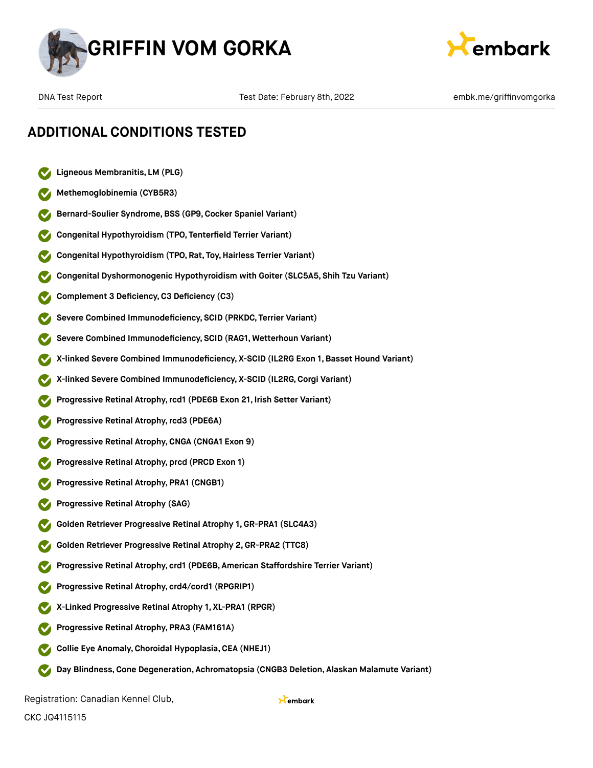# GRIFFIN VOM GORKA

DNA Test Report | Test Date: February 8th, 2022 | embk.me/griffinvomgorka

## ADDITIONAL CONDITIONS TESTED

- **Ligneous Membranitis, LM (PLG)**
- **Methemoglobinemia (CYB5R3)**
- **Bernard-Soulier Syndrome, BSS (GP9, Cocker Spaniel Variant)**
- **Congenital Hypothyroidism (TPO, Tenterfield Terrier Variant)**
- **Congenital Hypothyroidism (TPO, Rat, Toy, Hairless Terrier Variant)**
- **Congenital Dyshormonogenic Hypothyroidism with Goiter (SLC5A5, Shih Tzu Variant)**
- **Complement 3 Deficiency, C3 Deficiency (C3)**
- **Severe Combined Immunodeficiency, SCID (PRKDC, Terrier Variant)**
- **Severe Combined Immunodeficiency, SCID (RAG1, Wetterhoun Variant)**
- **X-linked Severe Combined Immunodeficiency, X-SCID (IL2RG Exon 1, Basset Hound Variant)**
- **X-linked Severe Combined Immunodeficiency, X-SCID (IL2RG, Corgi Variant)**
- **Progressive Retinal Atrophy, rcd1 (PDE6B Exon 21, Irish Setter Variant)**
- **Progressive Retinal Atrophy, rcd3 (PDE6A)**
- **Progressive Retinal Atrophy, CNGA (CNGA1 Exon 9)**
- **Progressive Retinal Atrophy, prcd (PRCD Exon 1)**
- **Progressive Retinal Atrophy, PRA1 (CNGB1)**
- **Progressive Retinal Atrophy (SAG)**
- **Golden Retriever Progressive Retinal Atrophy 1, GR-PRA1 (SLC4A3)**
- **Golden Retriever Progressive Retinal Atrophy 2, GR-PRA2 (TTC8)**
- **Progressive Retinal Atrophy, crd1 (PDE6B, American Staffordshire Terrier Variant)**
- **Progressive Retinal Atrophy, crd4/cord1 (RPGRIP1)**
- **X-Linked Progressive Retinal Atrophy 1, XL-PRA1 (RPGR)**
- **Progressive Retinal Atrophy, PRA3 (FAM161A)**
- **Collie Eye Anomaly, Choroidal Hypoplasia, CEA (NHEJ1)**
- **Day Blindness, Cone Degeneration, Achromatopsia (CNGB3 Deletion, Alaskan Malamute Variant)**

Registration: Canadian Kennel Club,
CKC JQ4115115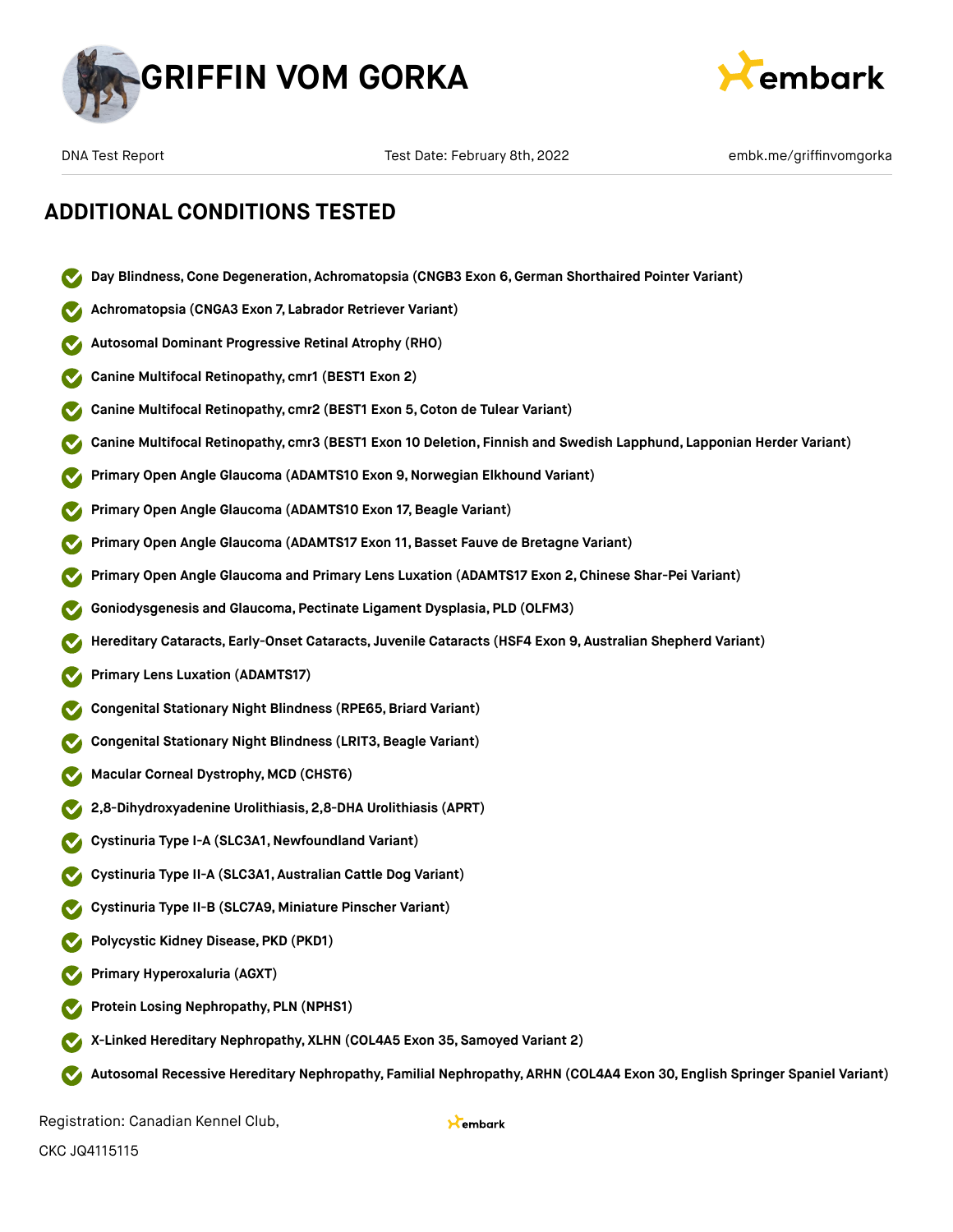# GRIFFIN VOM GORKA

DNA Test Report | Test Date: February 8th, 2022 | embk.me/griffinvomgorka

## ADDITIONAL CONDITIONS TESTED

- Day Blindness, Cone Degeneration, Achromatopsia (CNGB3 Exon 6, German Shorthaired Pointer Variant)
- Achromatopsia (CNGA3 Exon 7, Labrador Retriever Variant)
- Autosomal Dominant Progressive Retinal Atrophy (RHO)
- Canine Multifocal Retinopathy, cmr1 (BEST1 Exon 2)
- Canine Multifocal Retinopathy, cmr2 (BEST1 Exon 5, Coton de Tulear Variant)
- Canine Multifocal Retinopathy, cmr3 (BEST1 Exon 10 Deletion, Finnish and Swedish Lapphund, Lapponian Herder Variant)
- Primary Open Angle Glaucoma (ADAMTS10 Exon 9, Norwegian Elkhound Variant)
- Primary Open Angle Glaucoma (ADAMTS10 Exon 17, Beagle Variant)
- Primary Open Angle Glaucoma (ADAMTS17 Exon 11, Basset Fauve de Bretagne Variant)
- Primary Open Angle Glaucoma and Primary Lens Luxation (ADAMTS17 Exon 2, Chinese Shar-Pei Variant)
- Goniodysgenesis and Glaucoma, Pectinate Ligament Dysplasia, PLD (OLFM3)
- Hereditary Cataracts, Early-Onset Cataracts, Juvenile Cataracts (HSF4 Exon 9, Australian Shepherd Variant)
- Primary Lens Luxation (ADAMTS17)
- Congenital Stationary Night Blindness (RPE65, Briard Variant)
- Congenital Stationary Night Blindness (LRIT3, Beagle Variant)
- Macular Corneal Dystrophy, MCD (CHST6)
- 2,8-Dihydroxyadenine Urolithiasis, 2,8-DHA Urolithiasis (APRT)
- Cystinuria Type I-A (SLC3A1, Newfoundland Variant)
- Cystinuria Type II-A (SLC3A1, Australian Cattle Dog Variant)
- Cystinuria Type II-B (SLC7A9, Miniature Pinscher Variant)
- Polycystic Kidney Disease, PKD (PKD1)
- Primary Hyperoxaluria (AGXT)
- Protein Losing Nephropathy, PLN (NPHS1)
- X-Linked Hereditary Nephropathy, XLHN (COL4A5 Exon 35, Samoyed Variant 2)
- Autosomal Recessive Hereditary Nephropathy, Familial Nephropathy, ARHN (COL4A4 Exon 30, English Springer Spaniel Variant)

Registration: Canadian Kennel Club,
CKC JQ4115115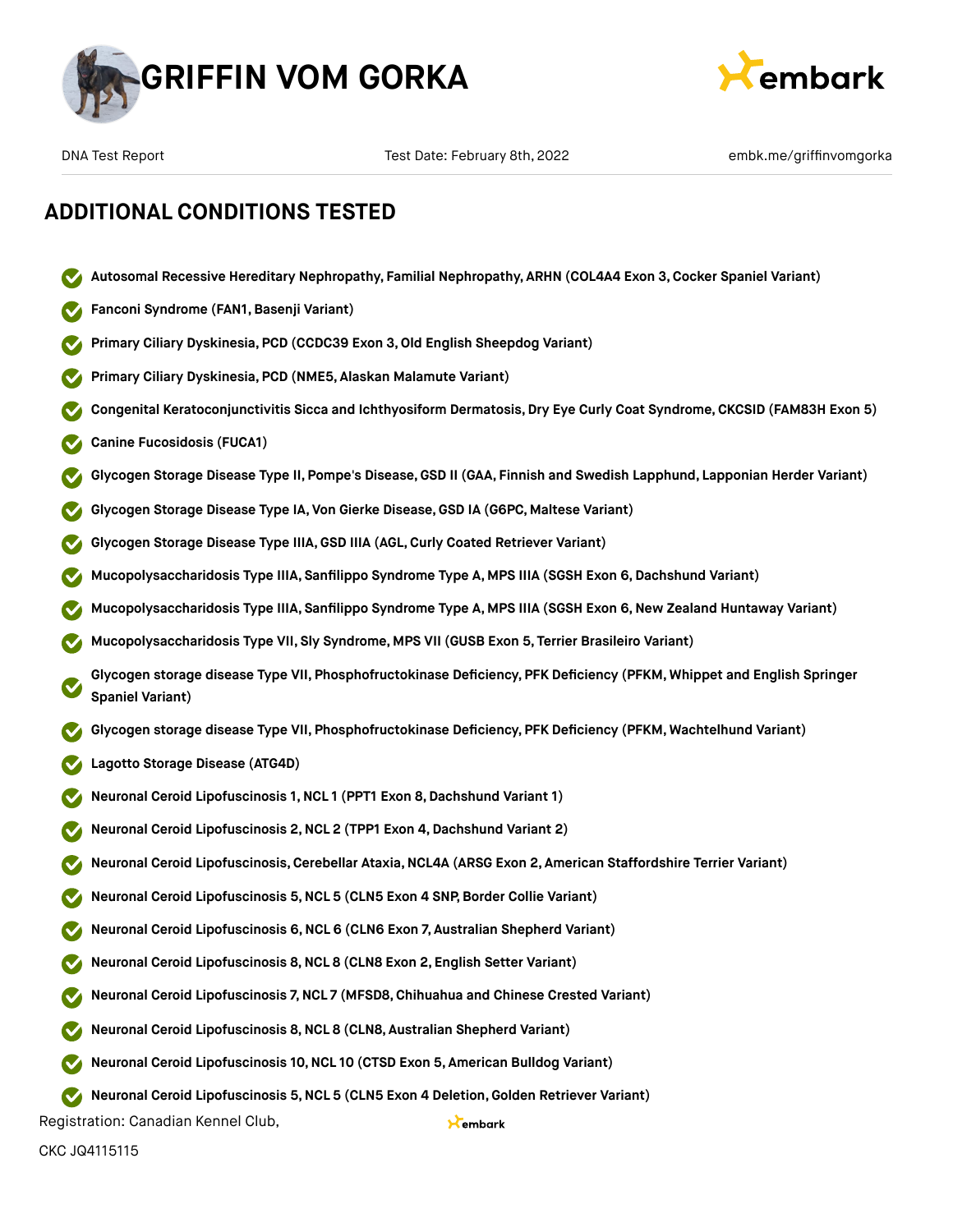## ADDITIONAL CONDITIONS TESTED

- Autosomal Recessive Hereditary Nephropathy, Familial Nephropathy, ARHN (COL4A4 Exon 3, Cocker Spaniel Variant)
- Fanconi Syndrome (FAN1, Basenji Variant)
- Primary Ciliary Dyskinesia, PCD (CCDC39 Exon 3, Old English Sheepdog Variant)
- Primary Ciliary Dyskinesia, PCD (NME5, Alaskan Malamute Variant)
- Congenital Keratoconjunctivitis Sicca and Ichthyosiform Dermatosis, Dry Eye Curly Coat Syndrome, CKCSID (FAM83H Exon 5)
- Canine Fucosidosis (FUCA1)
- Glycogen Storage Disease Type II, Pompe's Disease, GSD II (GAA, Finnish and Swedish Lapphund, Lapponian Herder Variant)
- Glycogen Storage Disease Type IA, Von Gierke Disease, GSD IA (G6PC, Maltese Variant)
- Glycogen Storage Disease Type IIIA, GSD IIIA (AGL, Curly Coated Retriever Variant)
- Mucopolysaccharidosis Type IIIA, Sanfilippo Syndrome Type A, MPS IIIA (SGSH Exon 6, Dachshund Variant)
- Mucopolysaccharidosis Type IIIA, Sanfilippo Syndrome Type A, MPS IIIA (SGSH Exon 6, New Zealand Huntaway Variant)
- Mucopolysaccharidosis Type VII, Sly Syndrome, MPS VII (GUSB Exon 5, Terrier Brasileiro Variant)
- Glycogen storage disease Type VII, Phosphofructokinase Deficiency, PFK Deficiency (PFKM, Whippet and English Springer Spaniel Variant)
- Glycogen storage disease Type VII, Phosphofructokinase Deficiency, PFK Deficiency (PFKM, Wachtelhund Variant)
- Lagotto Storage Disease (ATG4D)
- Neuronal Ceroid Lipofuscinosis 1, NCL 1 (PPT1 Exon 8, Dachshund Variant 1)
- Neuronal Ceroid Lipofuscinosis 2, NCL 2 (TPP1 Exon 4, Dachshund Variant 2)
- Neuronal Ceroid Lipofuscinosis, Cerebellar Ataxia, NCL4A (ARSG Exon 2, American Staffordshire Terrier Variant)
- Neuronal Ceroid Lipofuscinosis 5, NCL 5 (CLN5 Exon 4 SNP, Border Collie Variant)
- Neuronal Ceroid Lipofuscinosis 6, NCL 6 (CLN6 Exon 7, Australian Shepherd Variant)
- Neuronal Ceroid Lipofuscinosis 8, NCL 8 (CLN8 Exon 2, English Setter Variant)
- Neuronal Ceroid Lipofuscinosis 7, NCL 7 (MFSD8, Chihuahua and Chinese Crested Variant)
- Neuronal Ceroid Lipofuscinosis 8, NCL 8 (CLN8, Australian Shepherd Variant)
- Neuronal Ceroid Lipofuscinosis 10, NCL 10 (CTSD Exon 5, American Bulldog Variant)
- Neuronal Ceroid Lipofuscinosis 5, NCL 5 (CLN5 Exon 4 Deletion, Golden Retriever Variant)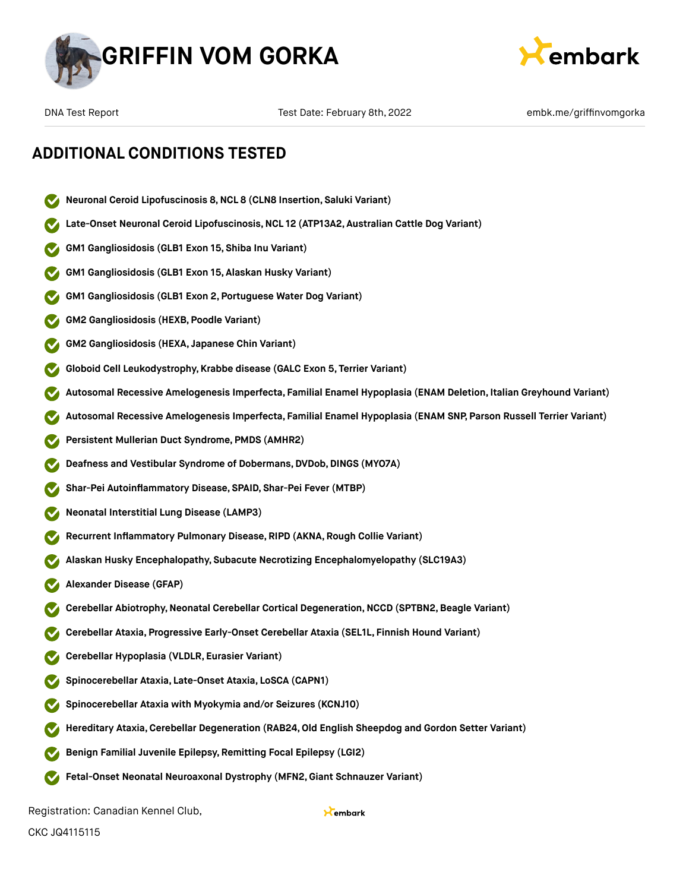# GRIFFIN VOM GORKA

DNA Test Report | Test Date: February 8th, 2022 | embk.me/griffinvomgorka

## ADDITIONAL CONDITIONS TESTED

- **Neuronal Ceroid Lipofuscinosis 8, NCL 8 (CLN8 Insertion, Saluki Variant)**
- **Late-Onset Neuronal Ceroid Lipofuscinosis, NCL 12 (ATP13A2, Australian Cattle Dog Variant)**
- **GM1 Gangliosidosis (GLB1 Exon 15, Shiba Inu Variant)**
- **GM1 Gangliosidosis (GLB1 Exon 15, Alaskan Husky Variant)**
- **GM1 Gangliosidosis (GLB1 Exon 2, Portuguese Water Dog Variant)**
- **GM2 Gangliosidosis (HEXB, Poodle Variant)**
- **GM2 Gangliosidosis (HEXA, Japanese Chin Variant)**
- **Globoid Cell Leukodystrophy, Krabbe disease (GALC Exon 5, Terrier Variant)**
- **Autosomal Recessive Amelogenesis Imperfecta, Familial Enamel Hypoplasia (ENAM Deletion, Italian Greyhound Variant)**
- **Autosomal Recessive Amelogenesis Imperfecta, Familial Enamel Hypoplasia (ENAM SNP, Parson Russell Terrier Variant)**
- **Persistent Mullerian Duct Syndrome, PMDS (AMHR2)**
- **Deafness and Vestibular Syndrome of Dobermans, DVDob, DINGS (MYO7A)**
- **Shar-Pei Autoinflammatory Disease, SPAID, Shar-Pei Fever (MTBP)**
- **Neonatal Interstitial Lung Disease (LAMP3)**
- **Recurrent Inflammatory Pulmonary Disease, RIPD (AKNA, Rough Collie Variant)**
- **Alaskan Husky Encephalopathy, Subacute Necrotizing Encephalomyelopathy (SLC19A3)**
- **Alexander Disease (GFAP)**
- **Cerebellar Abiotrophy, Neonatal Cerebellar Cortical Degeneration, NCCD (SPTBN2, Beagle Variant)**
- **Cerebellar Ataxia, Progressive Early-Onset Cerebellar Ataxia (SEL1L, Finnish Hound Variant)**
- **Cerebellar Hypoplasia (VLDLR, Eurasier Variant)**
- **Spinocerebellar Ataxia, Late-Onset Ataxia, LoSCA (CAPN1)**
- **Spinocerebellar Ataxia with Myokymia and/or Seizures (KCNJ10)**
- **Hereditary Ataxia, Cerebellar Degeneration (RAB24, Old English Sheepdog and Gordon Setter Variant)**
- **Benign Familial Juvenile Epilepsy, Remitting Focal Epilepsy (LGI2)**
- **Fetal-Onset Neonatal Neuroaxonal Dystrophy (MFN2, Giant Schnauzer Variant)**

Registration: Canadian Kennel Club, CKC JQ4115115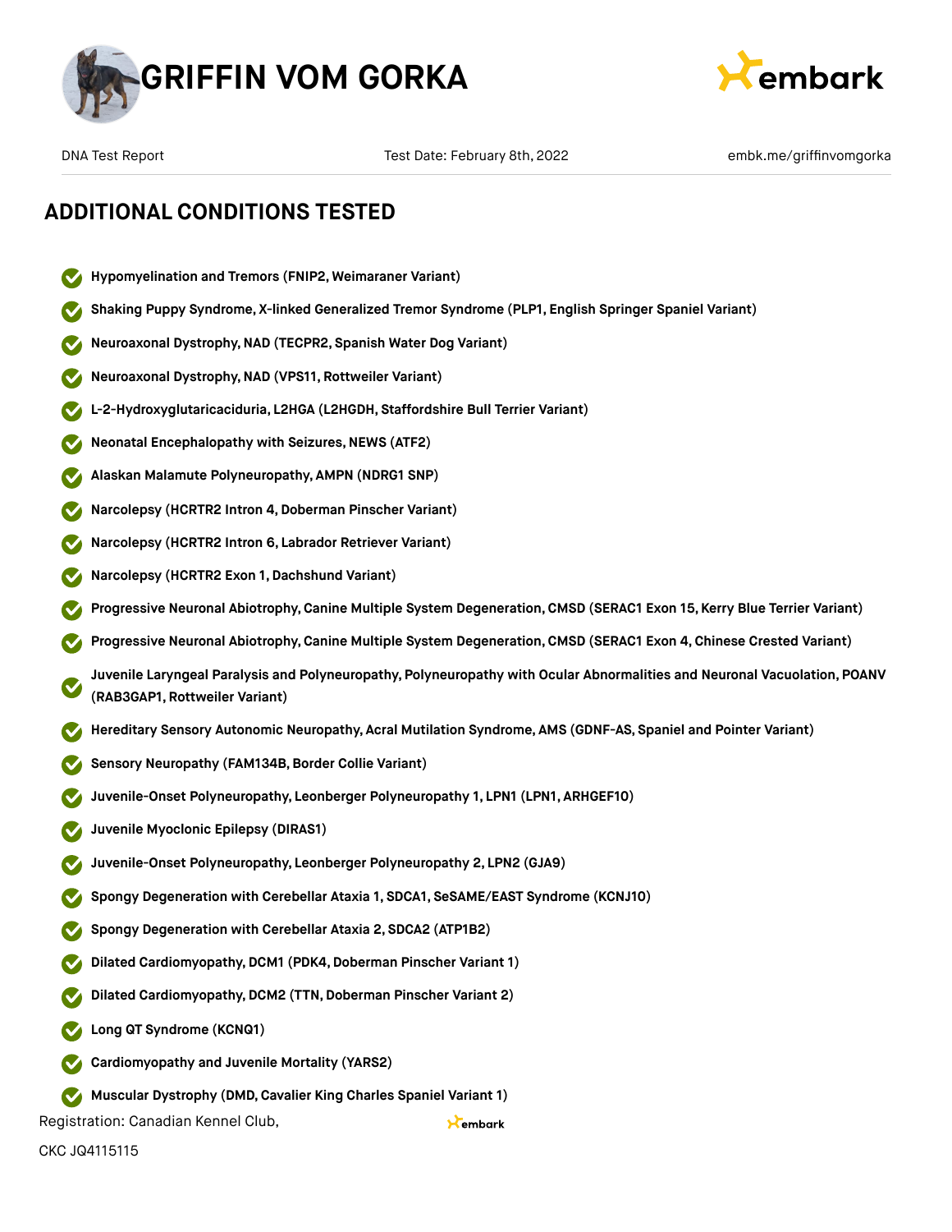## ADDITIONAL CONDITIONS TESTED

- **Hypomyelination and Tremors (FNIP2, Weimaraner Variant)**
- **Shaking Puppy Syndrome, X-linked Generalized Tremor Syndrome (PLP1, English Springer Spaniel Variant)**
- **Neuroaxonal Dystrophy, NAD (TECPR2, Spanish Water Dog Variant)**
- **Neuroaxonal Dystrophy, NAD (VPS11, Rottweiler Variant)**
- **L-2-Hydroxyglutaricaciduria, L2HGA (L2HGDH, Staffordshire Bull Terrier Variant)**
- **Neonatal Encephalopathy with Seizures, NEWS (ATF2)**
- **Alaskan Malamute Polyneuropathy, AMPN (NDRG1 SNP)**
- **Narcolepsy (HCRTR2 Intron 4, Doberman Pinscher Variant)**
- **Narcolepsy (HCRTR2 Intron 6, Labrador Retriever Variant)**
- **Narcolepsy (HCRTR2 Exon 1, Dachshund Variant)**
- **Progressive Neuronal Abiotrophy, Canine Multiple System Degeneration, CMSD (SERAC1 Exon 15, Kerry Blue Terrier Variant)**
- **Progressive Neuronal Abiotrophy, Canine Multiple System Degeneration, CMSD (SERAC1 Exon 4, Chinese Crested Variant)**
- **Juvenile Laryngeal Paralysis and Polyneuropathy, Polyneuropathy with Ocular Abnormalities and Neuronal Vacuolation, POANV (RAB3GAP1, Rottweiler Variant)**
- **Hereditary Sensory Autonomic Neuropathy, Acral Mutilation Syndrome, AMS (GDNF-AS, Spaniel and Pointer Variant)**
- **Sensory Neuropathy (FAM134B, Border Collie Variant)**
- **Juvenile-Onset Polyneuropathy, Leonberger Polyneuropathy 1, LPN1 (LPN1, ARHGEF10)**
- **Juvenile Myoclonic Epilepsy (DIRAS1)**
- **Juvenile-Onset Polyneuropathy, Leonberger Polyneuropathy 2, LPN2 (GJA9)**
- **Spongy Degeneration with Cerebellar Ataxia 1, SDCA1, SeSAME/EAST Syndrome (KCNJ10)**
- **Spongy Degeneration with Cerebellar Ataxia 2, SDCA2 (ATP1B2)**
- **Dilated Cardiomyopathy, DCM1 (PDK4, Doberman Pinscher Variant 1)**
- **Dilated Cardiomyopathy, DCM2 (TTN, Doberman Pinscher Variant 2)**
- **Long QT Syndrome (KCNQ1)**
- **Cardiomyopathy and Juvenile Mortality (YARS2)**
- **Muscular Dystrophy (DMD, Cavalier King Charles Spaniel Variant 1)**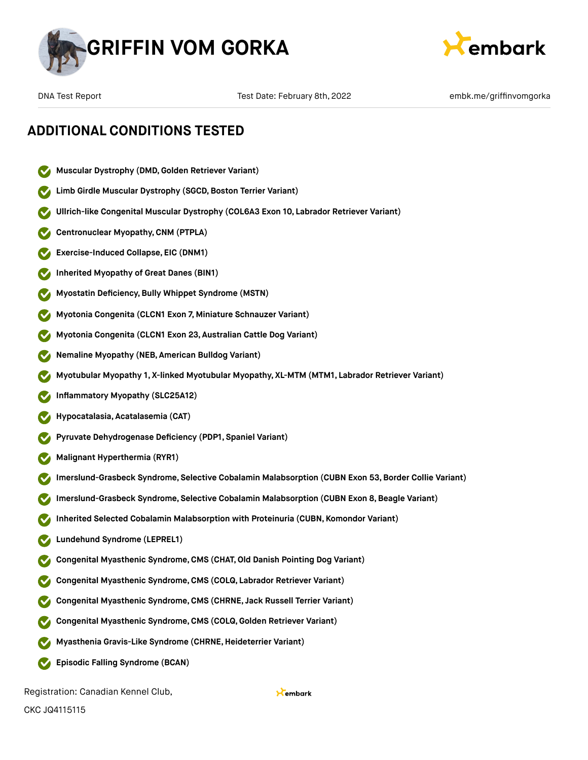## ADDITIONAL CONDITIONS TESTED

- Muscular Dystrophy (DMD, Golden Retriever Variant)
- Limb Girdle Muscular Dystrophy (SGCD, Boston Terrier Variant)
- Ullrich-like Congenital Muscular Dystrophy (COL6A3 Exon 10, Labrador Retriever Variant)
- Centronuclear Myopathy, CNM (PTPLA)
- Exercise-Induced Collapse, EIC (DNM1)
- Inherited Myopathy of Great Danes (BIN1)
- Myostatin Deficiency, Bully Whippet Syndrome (MSTN)
- Myotonia Congenita (CLCN1 Exon 7, Miniature Schnauzer Variant)
- Myotonia Congenita (CLCN1 Exon 23, Australian Cattle Dog Variant)
- Nemaline Myopathy (NEB, American Bulldog Variant)
- Myotubular Myopathy 1, X-linked Myotubular Myopathy, XL-MTM (MTM1, Labrador Retriever Variant)
- Inflammatory Myopathy (SLC25A12)
- Hypocatalasia, Acatalasemia (CAT)
- Pyruvate Dehydrogenase Deficiency (PDP1, Spaniel Variant)
- Malignant Hyperthermia (RYR1)
- Imerslund-Grasbeck Syndrome, Selective Cobalamin Malabsorption (CUBN Exon 53, Border Collie Variant)
- Imerslund-Grasbeck Syndrome, Selective Cobalamin Malabsorption (CUBN Exon 8, Beagle Variant)
- Inherited Selected Cobalamin Malabsorption with Proteinuria (CUBN, Komondor Variant)
- Lundehund Syndrome (LEPREL1)
- Congenital Myasthenic Syndrome, CMS (CHAT, Old Danish Pointing Dog Variant)
- Congenital Myasthenic Syndrome, CMS (COLQ, Labrador Retriever Variant)
- Congenital Myasthenic Syndrome, CMS (CHRNE, Jack Russell Terrier Variant)
- Congenital Myasthenic Syndrome, CMS (COLQ, Golden Retriever Variant)
- Myasthenia Gravis-Like Syndrome (CHRNE, Heideterrier Variant)
- Episodic Falling Syndrome (BCAN)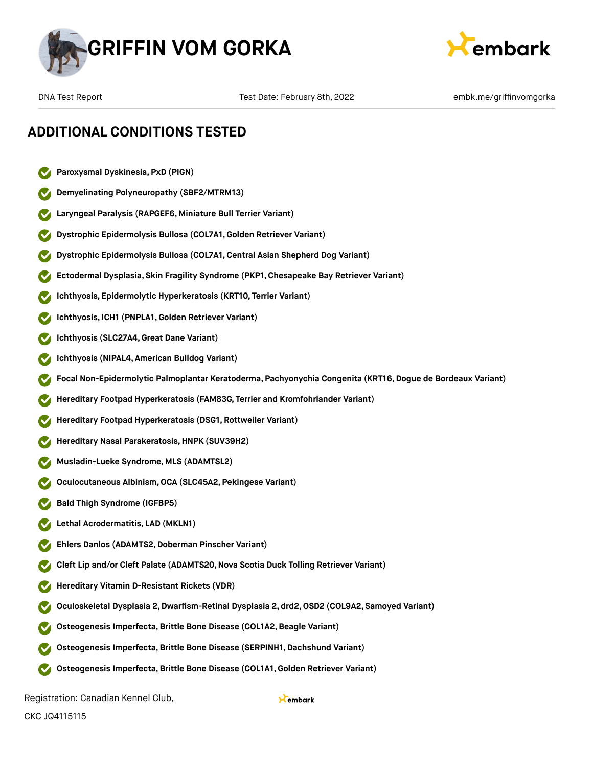## ADDITIONAL CONDITIONS TESTED

- Paroxysmal Dyskinesia, PxD (PIGN)
- Demyelinating Polyneuropathy (SBF2/MTRM13)
- Laryngeal Paralysis (RAPGEF6, Miniature Bull Terrier Variant)
- Dystrophic Epidermolysis Bullosa (COL7A1, Golden Retriever Variant)
- Dystrophic Epidermolysis Bullosa (COL7A1, Central Asian Shepherd Dog Variant)
- Ectodermal Dysplasia, Skin Fragility Syndrome (PKP1, Chesapeake Bay Retriever Variant)
- Ichthyosis, Epidermolytic Hyperkeratosis (KRT10, Terrier Variant)
- Ichthyosis, ICH1 (PNPLA1, Golden Retriever Variant)
- Ichthyosis (SLC27A4, Great Dane Variant)
- Ichthyosis (NIPAL4, American Bulldog Variant)
- Focal Non-Epidermolytic Palmoplantar Keratoderma, Pachyonychia Congenita (KRT16, Dogue de Bordeaux Variant)
- Hereditary Footpad Hyperkeratosis (FAM83G, Terrier and Kromfohrlander Variant)
- Hereditary Footpad Hyperkeratosis (DSG1, Rottweiler Variant)
- Hereditary Nasal Parakeratosis, HNPK (SUV39H2)
- Musladin-Lueke Syndrome, MLS (ADAMTSL2)
- Oculocutaneous Albinism, OCA (SLC45A2, Pekingese Variant)
- Bald Thigh Syndrome (IGFBP5)
- Lethal Acrodermatitis, LAD (MKLN1)
- Ehlers Danlos (ADAMTS2, Doberman Pinscher Variant)
- Cleft Lip and/or Cleft Palate (ADAMTS20, Nova Scotia Duck Tolling Retriever Variant)
- Hereditary Vitamin D-Resistant Rickets (VDR)
- Oculoskeletal Dysplasia 2, Dwarfism-Retinal Dysplasia 2, drd2, OSD2 (COL9A2, Samoyed Variant)
- Osteogenesis Imperfecta, Brittle Bone Disease (COL1A2, Beagle Variant)
- Osteogenesis Imperfecta, Brittle Bone Disease (SERPINH1, Dachshund Variant)
- Osteogenesis Imperfecta, Brittle Bone Disease (COL1A1, Golden Retriever Variant)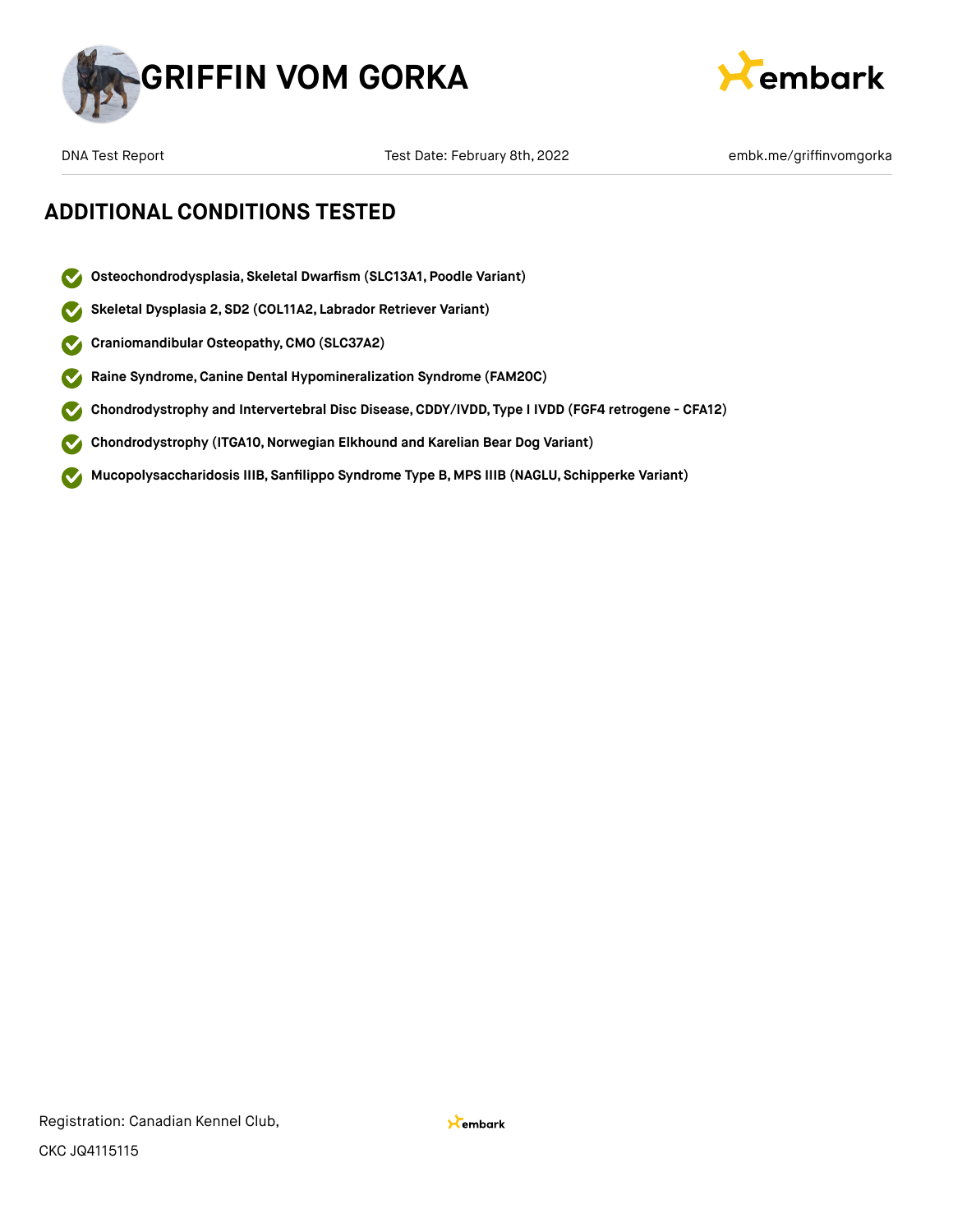## ADDITIONAL CONDITIONS TESTED

- **Osteochondrodysplasia, Skeletal Dwarfism (SLC13A1, Poodle Variant)**
- **Skeletal Dysplasia 2, SD2 (COL11A2, Labrador Retriever Variant)**
- **Craniomandibular Osteopathy, CMO (SLC37A2)**
- **Raine Syndrome, Canine Dental Hypomineralization Syndrome (FAM20C)**
- **Chondrodystrophy and Intervertebral Disc Disease, CDDY/IVDD, Type I IVDD (FGF4 retrogene - CFA12)**
- **Chondrodystrophy (ITGA10, Norwegian Elkhound and Karelian Bear Dog Variant)**
- **Mucopolysaccharidosis IIIB, Sanfilippo Syndrome Type B, MPS IIIB (NAGLU, Schipperke Variant)**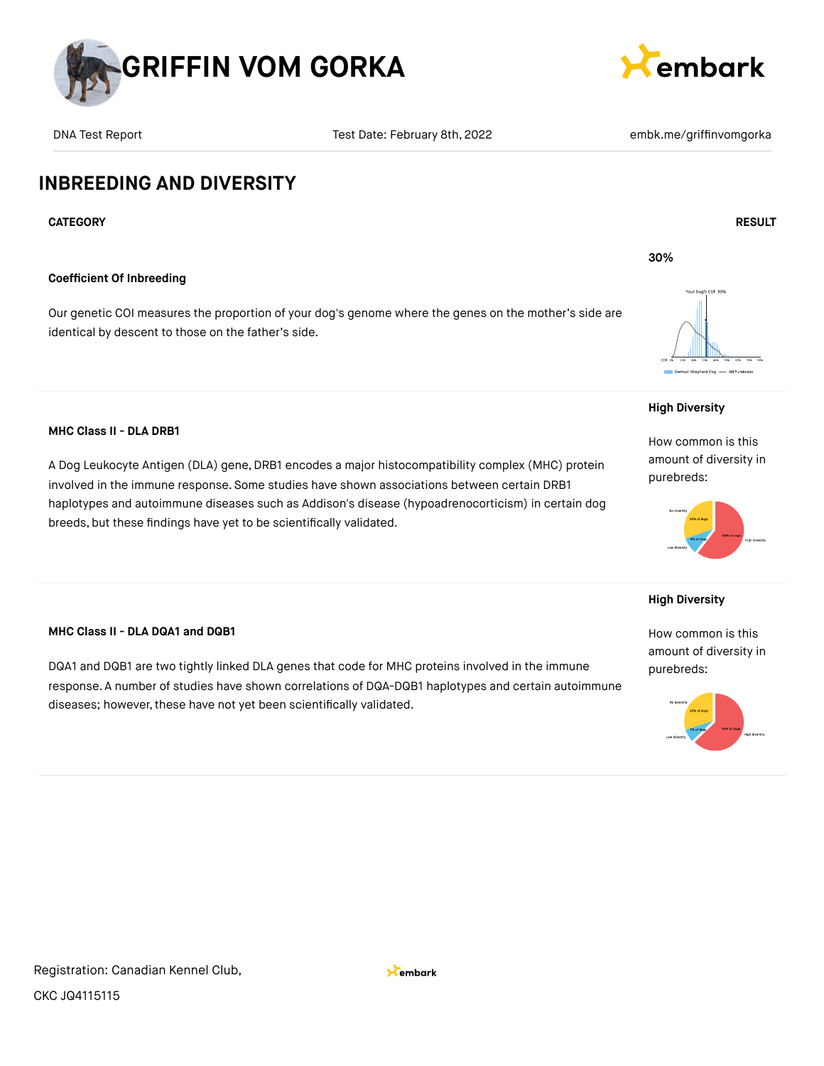# GRIFFIN VOM GORKA

DNA Test Report | Test Date: February 8th, 2022 | embk.me/griffinvomgorka

## INBREEDING AND DIVERSITY

**CATEGORY** **RESULT**

### Coefficient Of Inbreeding

**30%**

Our genetic COI measures the proportion of your dog's genome where the genes on the mother's side are identical by descent to those on the father's side.

Your Dog's COI: 30%

German Shepherd Dog — All Purebreds

### MHC Class II - DLA DRB1

**High Diversity**

How common is this amount of diversity in purebreds:

A Dog Leukocyte Antigen (DLA) gene, DRB1 encodes a major histocompatibility complex (MHC) protein involved in the immune response. Some studies have shown associations between certain DRB1 haplotypes and autoimmune diseases such as Addison's disease (hypoadrenocorticism) in certain dog breeds, but these findings have yet to be scientifically validated.

No diversity
Low diversity
High diversity

### MHC Class II - DLA DQA1 and DQB1

**High Diversity**

How common is this amount of diversity in purebreds:

DQA1 and DQB1 are two tightly linked DLA genes that code for MHC proteins involved in the immune response. A number of studies have shown correlations of DQA-DQB1 haplotypes and certain autoimmune diseases; however, these have not yet been scientifically validated.

No diversity
Low diversity
High diversity

Registration: Canadian Kennel Club, CKC JQ4115115